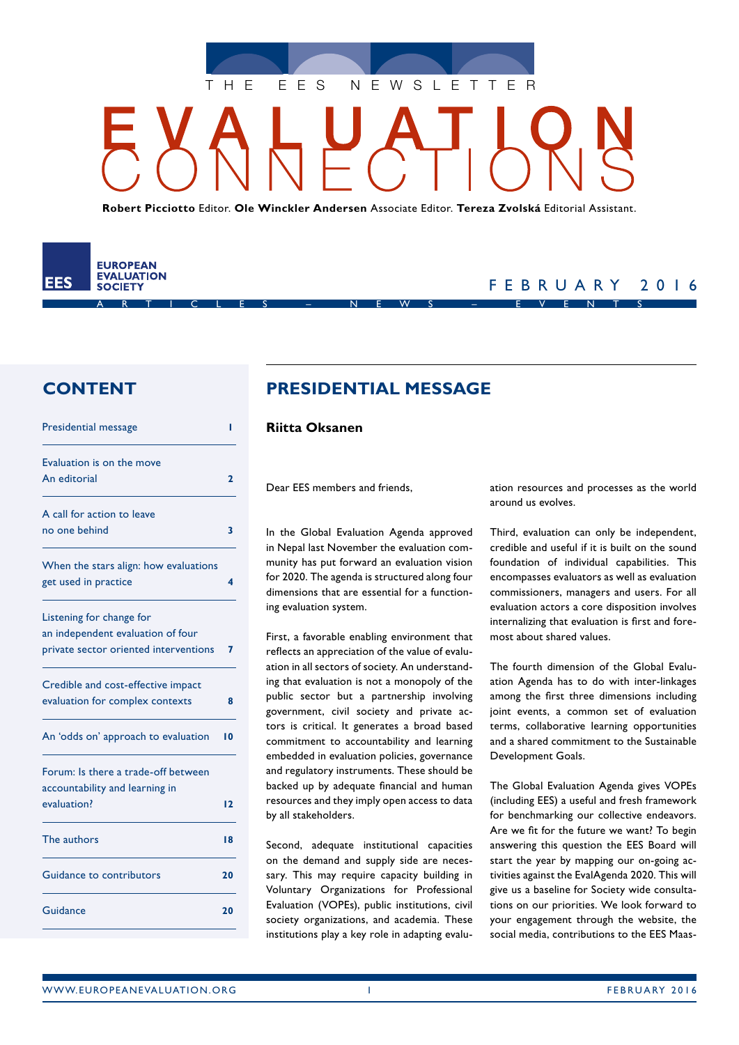THE EES NEWSLETTER

# EVALUATION CONNECTIONS

**Robert Picciotto** Editor. **Ole Winckler Andersen** Associate Editor. **Tereza Zvolská** Editorial Assistant.

EES EUROPEAN EVALUATION SOCIETY

FEBRUARY 2016

ARTICLES – NEWS – EVENTS

## CONTENT

| | |
|---|---|
| Presidential message | 1 |
| Evaluation is on the move An editorial | 2 |
| A call for action to leave no one behind | 3 |
| When the stars align: how evaluations get used in practice | 4 |
| Listening for change for an independent evaluation of four private sector oriented interventions | 7 |
| Credible and cost-effective impact evaluation for complex contexts | 8 |
| An 'odds on' approach to evaluation | 10 |
| Forum: Is there a trade-off between accountability and learning in evaluation? | 12 |
| The authors | 18 |
| Guidance to contributors | 20 |
| Guidance | 20 |

## PRESIDENTIAL MESSAGE

**Riitta Oksanen**

Dear EES members and friends,

In the Global Evaluation Agenda approved in Nepal last November the evaluation community has put forward an evaluation vision for 2020. The agenda is structured along four dimensions that are essential for a functioning evaluation system.

First, a favorable enabling environment that reflects an appreciation of the value of evaluation in all sectors of society. An understanding that evaluation is not a monopoly of the public sector but a partnership involving government, civil society and private actors is critical. It generates a broad based commitment to accountability and learning embedded in evaluation policies, governance and regulatory instruments. These should be backed up by adequate financial and human resources and they imply open access to data by all stakeholders.

Second, adequate institutional capacities on the demand and supply side are necessary. This may require capacity building in Voluntary Organizations for Professional Evaluation (VOPEs), public institutions, civil society organizations, and academia. These institutions play a key role in adapting evaluation resources and processes as the world around us evolves.

Third, evaluation can only be independent, credible and useful if it is built on the sound foundation of individual capabilities. This encompasses evaluators as well as evaluation commissioners, managers and users. For all evaluation actors a core disposition involves internalizing that evaluation is first and foremost about shared values.

The fourth dimension of the Global Evaluation Agenda has to do with inter-linkages among the first three dimensions including joint events, a common set of evaluation terms, collaborative learning opportunities and a shared commitment to the Sustainable Development Goals.

The Global Evaluation Agenda gives VOPEs (including EES) a useful and fresh framework for benchmarking our collective endeavors. Are we fit for the future we want? To begin answering this question the EES Board will start the year by mapping our on-going activities against the EvalAgenda 2020. This will give us a baseline for Society wide consultations on our priorities. We look forward to your engagement through the website, the social media, contributions to the EES Maas-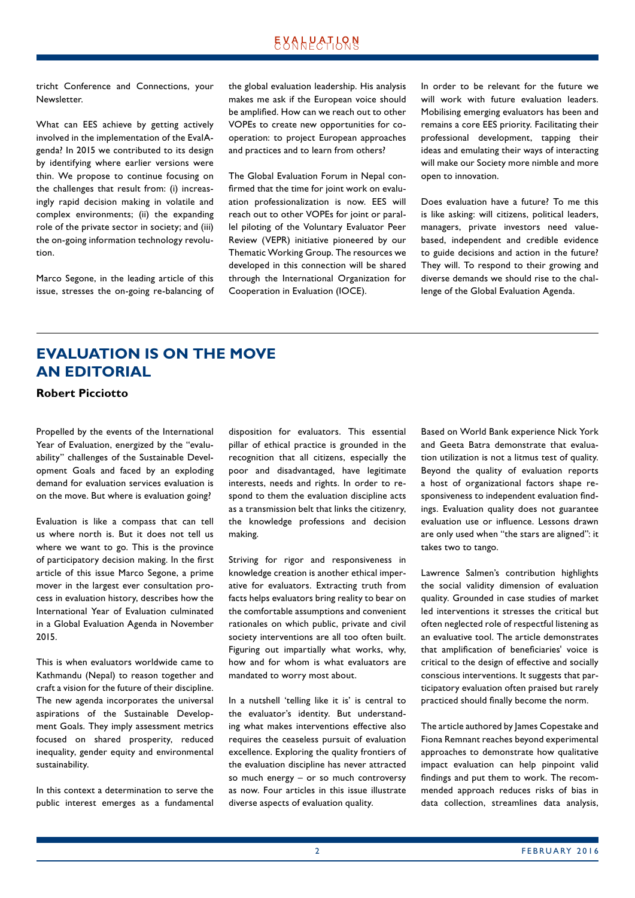tricht Conference and Connections, your Newsletter.

What can EES achieve by getting actively involved in the implementation of the EvalAgenda? In 2015 we contributed to its design by identifying where earlier versions were thin. We propose to continue focusing on the challenges that result from: (i) increasingly rapid decision making in volatile and complex environments; (ii) the expanding role of the private sector in society; and (iii) the on-going information technology revolution.

Marco Segone, in the leading article of this issue, stresses the on-going re-balancing of the global evaluation leadership. His analysis makes me ask if the European voice should be amplified. How can we reach out to other VOPEs to create new opportunities for co-operation: to project European approaches and practices and to learn from others?

The Global Evaluation Forum in Nepal confirmed that the time for joint work on evaluation professionalization is now. EES will reach out to other VOPEs for joint or parallel piloting of the Voluntary Evaluator Peer Review (VEPR) initiative pioneered by our Thematic Working Group. The resources we developed in this connection will be shared through the International Organization for Cooperation in Evaluation (IOCE).

In order to be relevant for the future we will work with future evaluation leaders. Mobilising emerging evaluators has been and remains a core EES priority. Facilitating their professional development, tapping their ideas and emulating their ways of interacting will make our Society more nimble and more open to innovation.

Does evaluation have a future? To me this is like asking: will citizens, political leaders, managers, private investors need value-based, independent and credible evidence to guide decisions and action in the future? They will. To respond to their growing and diverse demands we should rise to the challenge of the Global Evaluation Agenda.

## EVALUATION IS ON THE MOVE AN EDITORIAL

**Robert Picciotto**

Propelled by the events of the International Year of Evaluation, energized by the "evaluability" challenges of the Sustainable Development Goals and faced by an exploding demand for evaluation services evaluation is on the move. But where is evaluation going?

Evaluation is like a compass that can tell us where north is. But it does not tell us where we want to go. This is the province of participatory decision making. In the first article of this issue Marco Segone, a prime mover in the largest ever consultation process in evaluation history, describes how the International Year of Evaluation culminated in a Global Evaluation Agenda in November 2015.

This is when evaluators worldwide came to Kathmandu (Nepal) to reason together and craft a vision for the future of their discipline. The new agenda incorporates the universal aspirations of the Sustainable Development Goals. They imply assessment metrics focused on shared prosperity, reduced inequality, gender equity and environmental sustainability.

In this context a determination to serve the public interest emerges as a fundamental disposition for evaluators. This essential pillar of ethical practice is grounded in the recognition that all citizens, especially the poor and disadvantaged, have legitimate interests, needs and rights. In order to respond to them the evaluation discipline acts as a transmission belt that links the citizenry, the knowledge professions and decision making.

Striving for rigor and responsiveness in knowledge creation is another ethical imperative for evaluators. Extracting truth from facts helps evaluators bring reality to bear on the comfortable assumptions and convenient rationales on which public, private and civil society interventions are all too often built. Figuring out impartially what works, why, how and for whom is what evaluators are mandated to worry most about.

In a nutshell 'telling like it is' is central to the evaluator's identity. But understanding what makes interventions effective also requires the ceaseless pursuit of evaluation excellence. Exploring the quality frontiers of the evaluation discipline has never attracted so much energy – or so much controversy as now. Four articles in this issue illustrate diverse aspects of evaluation quality.

Based on World Bank experience Nick York and Geeta Batra demonstrate that evaluation utilization is not a litmus test of quality. Beyond the quality of evaluation reports a host of organizational factors shape responsiveness to independent evaluation findings. Evaluation quality does not guarantee evaluation use or influence. Lessons drawn are only used when "the stars are aligned": it takes two to tango.

Lawrence Salmen's contribution highlights the social validity dimension of evaluation quality. Grounded in case studies of market led interventions it stresses the critical but often neglected role of respectful listening as an evaluative tool. The article demonstrates that amplification of beneficiaries' voice is critical to the design of effective and socially conscious interventions. It suggests that participatory evaluation often praised but rarely practiced should finally become the norm.

The article authored by James Copestake and Fiona Remnant reaches beyond experimental approaches to demonstrate how qualitative impact evaluation can help pinpoint valid findings and put them to work. The recommended approach reduces risks of bias in data collection, streamlines data analysis,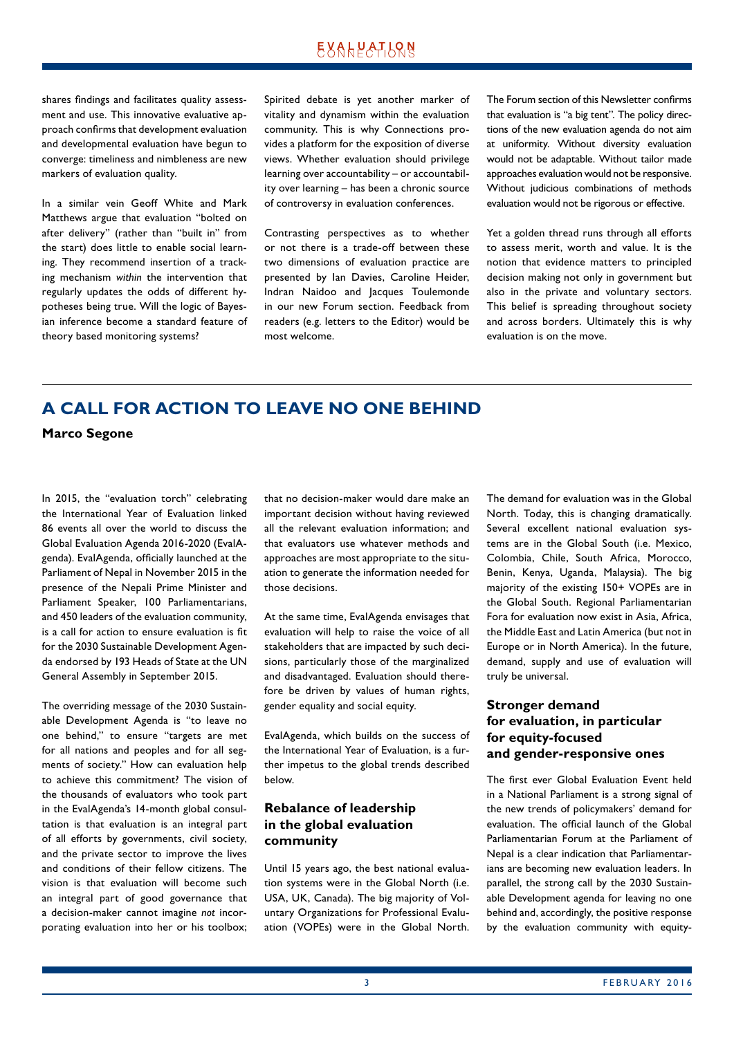shares findings and facilitates quality assessment and use. This innovative evaluative approach confirms that development evaluation and developmental evaluation have begun to converge: timeliness and nimbleness are new markers of evaluation quality.

In a similar vein Geoff White and Mark Matthews argue that evaluation "bolted on after delivery" (rather than "built in" from the start) does little to enable social learning. They recommend insertion of a tracking mechanism *within* the intervention that regularly updates the odds of different hypotheses being true. Will the logic of Bayesian inference become a standard feature of theory based monitoring systems?

Spirited debate is yet another marker of vitality and dynamism within the evaluation community. This is why Connections provides a platform for the exposition of diverse views. Whether evaluation should privilege learning over accountability – or accountability over learning – has been a chronic source of controversy in evaluation conferences.

Contrasting perspectives as to whether or not there is a trade-off between these two dimensions of evaluation practice are presented by Ian Davies, Caroline Heider, Indran Naidoo and Jacques Toulemonde in our new Forum section. Feedback from readers (e.g. letters to the Editor) would be most welcome.

The Forum section of this Newsletter confirms that evaluation is "a big tent". The policy directions of the new evaluation agenda do not aim at uniformity. Without diversity evaluation would not be adaptable. Without tailor made approaches evaluation would not be responsive. Without judicious combinations of methods evaluation would not be rigorous or effective.

Yet a golden thread runs through all efforts to assess merit, worth and value. It is the notion that evidence matters to principled decision making not only in government but also in the private and voluntary sectors. This belief is spreading throughout society and across borders. Ultimately this is why evaluation is on the move.

# A CALL FOR ACTION TO LEAVE NO ONE BEHIND

**Marco Segone**

In 2015, the "evaluation torch" celebrating the International Year of Evaluation linked 86 events all over the world to discuss the Global Evaluation Agenda 2016-2020 (EvalAgenda). EvalAgenda, officially launched at the Parliament of Nepal in November 2015 in the presence of the Nepali Prime Minister and Parliament Speaker, 100 Parliamentarians, and 450 leaders of the evaluation community, is a call for action to ensure evaluation is fit for the 2030 Sustainable Development Agenda endorsed by 193 Heads of State at the UN General Assembly in September 2015.

The overriding message of the 2030 Sustainable Development Agenda is "to leave no one behind," to ensure "targets are met for all nations and peoples and for all segments of society." How can evaluation help to achieve this commitment? The vision of the thousands of evaluators who took part in the EvalAgenda's 14-month global consultation is that evaluation is an integral part of all efforts by governments, civil society, and the private sector to improve the lives and conditions of their fellow citizens. The vision is that evaluation will become such an integral part of good governance that a decision-maker cannot imagine *not* incorporating evaluation into her or his toolbox; that no decision-maker would dare make an important decision without having reviewed all the relevant evaluation information; and that evaluators use whatever methods and approaches are most appropriate to the situation to generate the information needed for those decisions.

At the same time, EvalAgenda envisages that evaluation will help to raise the voice of all stakeholders that are impacted by such decisions, particularly those of the marginalized and disadvantaged. Evaluation should therefore be driven by values of human rights, gender equality and social equity.

EvalAgenda, which builds on the success of the International Year of Evaluation, is a further impetus to the global trends described below.

## Rebalance of leadership in the global evaluation community

Until 15 years ago, the best national evaluation systems were in the Global North (i.e. USA, UK, Canada). The big majority of Voluntary Organizations for Professional Evaluation (VOPEs) were in the Global North. The demand for evaluation was in the Global North. Today, this is changing dramatically. Several excellent national evaluation systems are in the Global South (i.e. Mexico, Colombia, Chile, South Africa, Morocco, Benin, Kenya, Uganda, Malaysia). The big majority of the existing 150+ VOPEs are in the Global South. Regional Parliamentarian Fora for evaluation now exist in Asia, Africa, the Middle East and Latin America (but not in Europe or in North America). In the future, demand, supply and use of evaluation will truly be universal.

## Stronger demand for evaluation, in particular for equity-focused and gender-responsive ones

The first ever Global Evaluation Event held in a National Parliament is a strong signal of the new trends of policymakers' demand for evaluation. The official launch of the Global Parliamentarian Forum at the Parliament of Nepal is a clear indication that Parliamentarians are becoming new evaluation leaders. In parallel, the strong call by the 2030 Sustainable Development agenda for leaving no one behind and, accordingly, the positive response by the evaluation community with equity-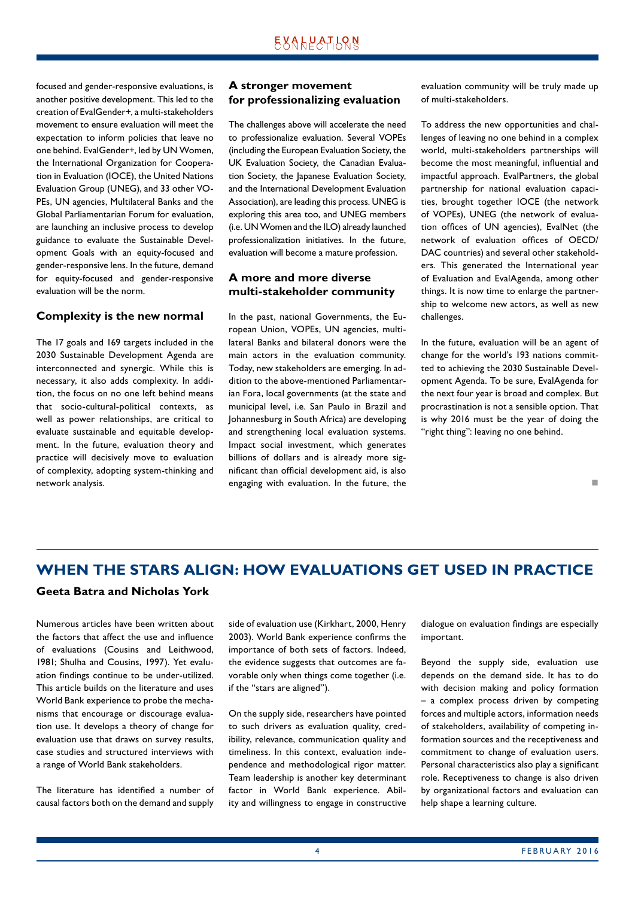focused and gender-responsive evaluations, is another positive development. This led to the creation of EvalGender+, a multi-stakeholders movement to ensure evaluation will meet the expectation to inform policies that leave no one behind. EvalGender+, led by UN Women, the International Organization for Cooperation in Evaluation (IOCE), the United Nations Evaluation Group (UNEG), and 33 other VOPEs, UN agencies, Multilateral Banks and the Global Parliamentarian Forum for evaluation, are launching an inclusive process to develop guidance to evaluate the Sustainable Development Goals with an equity-focused and gender-responsive lens. In the future, demand for equity-focused and gender-responsive evaluation will be the norm.

### Complexity is the new normal

The 17 goals and 169 targets included in the 2030 Sustainable Development Agenda are interconnected and synergic. While this is necessary, it also adds complexity. In addition, the focus on no one left behind means that socio-cultural-political contexts, as well as power relationships, are critical to evaluate sustainable and equitable development. In the future, evaluation theory and practice will decisively move to evaluation of complexity, adopting system-thinking and network analysis.

### A stronger movement for professionalizing evaluation

The challenges above will accelerate the need to professionalize evaluation. Several VOPEs (including the European Evaluation Society, the UK Evaluation Society, the Canadian Evaluation Society, the Japanese Evaluation Society, and the International Development Evaluation Association), are leading this process. UNEG is exploring this area too, and UNEG members (i.e. UN Women and the ILO) already launched professionalization initiatives. In the future, evaluation will become a mature profession.

### A more and more diverse multi-stakeholder community

In the past, national Governments, the European Union, VOPEs, UN agencies, multilateral Banks and bilateral donors were the main actors in the evaluation community. Today, new stakeholders are emerging. In addition to the above-mentioned Parliamentarian Fora, local governments (at the state and municipal level, i.e. San Paulo in Brazil and Johannesburg in South Africa) are developing and strengthening local evaluation systems. Impact social investment, which generates billions of dollars and is already more significant than official development aid, is also engaging with evaluation. In the future, the evaluation community will be truly made up of multi-stakeholders.

To address the new opportunities and challenges of leaving no one behind in a complex world, multi-stakeholders partnerships will become the most meaningful, influential and impactful approach. EvalPartners, the global partnership for national evaluation capacities, brought together IOCE (the network of VOPEs), UNEG (the network of evaluation offices of UN agencies), EvalNet (the network of evaluation offices of OECD/DAC countries) and several other stakeholders. This generated the International year of Evaluation and EvalAgenda, among other things. It is now time to enlarge the partnership to welcome new actors, as well as new challenges.

In the future, evaluation will be an agent of change for the world's 193 nations committed to achieving the 2030 Sustainable Development Agenda. To be sure, EvalAgenda for the next four year is broad and complex. But procrastination is not a sensible option. That is why 2016 must be the year of doing the "right thing": leaving no one behind.

■

## WHEN THE STARS ALIGN: HOW EVALUATIONS GET USED IN PRACTICE

**Geeta Batra and Nicholas York**

Numerous articles have been written about the factors that affect the use and influence of evaluations (Cousins and Leithwood, 1981; Shulha and Cousins, 1997). Yet evaluation findings continue to be under-utilized. This article builds on the literature and uses World Bank experience to probe the mechanisms that encourage or discourage evaluation use. It develops a theory of change for evaluation use that draws on survey results, case studies and structured interviews with a range of World Bank stakeholders.

The literature has identified a number of causal factors both on the demand and supply side of evaluation use (Kirkhart, 2000, Henry 2003). World Bank experience confirms the importance of both sets of factors. Indeed, the evidence suggests that outcomes are favorable only when things come together (i.e. if the "stars are aligned").

On the supply side, researchers have pointed to such drivers as evaluation quality, credibility, relevance, communication quality and timeliness. In this context, evaluation independence and methodological rigor matter. Team leadership is another key determinant factor in World Bank experience. Ability and willingness to engage in constructive dialogue on evaluation findings are especially important.

Beyond the supply side, evaluation use depends on the demand side. It has to do with decision making and policy formation – a complex process driven by competing forces and multiple actors, information needs of stakeholders, availability of competing information sources and the receptiveness and commitment to change of evaluation users. Personal characteristics also play a significant role. Receptiveness to change is also driven by organizational factors and evaluation can help shape a learning culture.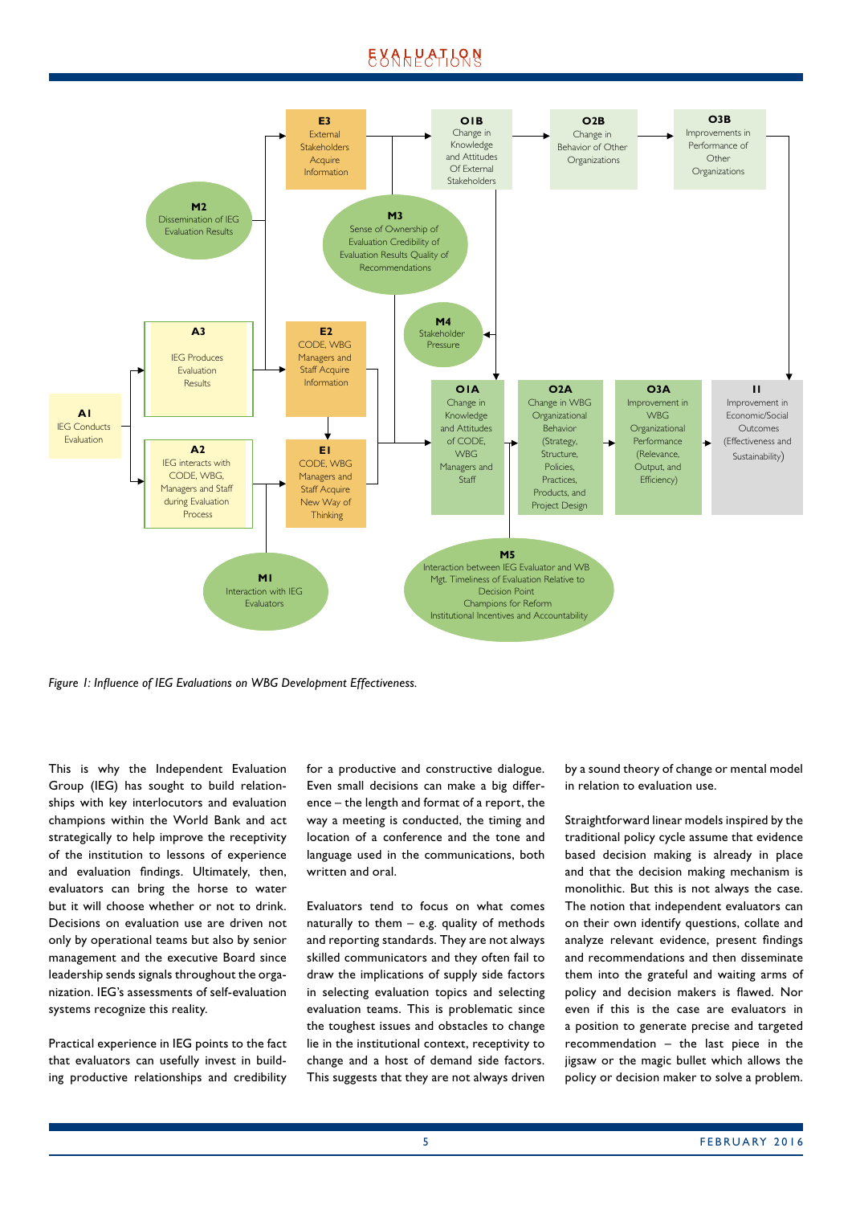**E3** External Stakeholders Acquire Information

**O1B** Change in Knowledge and Attitudes Of External Stakeholders

**O2B** Change in Behavior of Other Organizations

**O3B** Improvements in Performance of Other Organizations

**M2** Dissemination of IEG Evaluation Results

**M3** Sense of Ownership of Evaluation Credibility of Evaluation Results Quality of Recommendations

**M4** Stakeholder Pressure

**A3** IEG Produces Evaluation Results

**E2** CODE, WBG Managers and Staff Acquire Information

**A1** IEG Conducts Evaluation

**A2** IEG interacts with CODE, WBG, Managers and Staff during Evaluation Process

**E1** CODE, WBG Managers and Staff Acquire New Way of Thinking

**O1A** Change in Knowledge and Attitudes of CODE, WBG Managers and Staff

**O2A** Change in WBG Organizational Behavior (Strategy, Structure, Policies, Practices, Products, and Project Design

**O3A** Improvement in WBG Organizational Performance (Relevance, Output, and Efficiency)

**I1** Improvement in Economic/Social Outcomes (Effectiveness and Sustainability)

**M1** Interaction with IEG Evaluators

**M5** Interaction between IEG Evaluator and WB Mgt. Timeliness of Evaluation Relative to Decision Point Champions for Reform Institutional Incentives and Accountability

*Figure 1: Influence of IEG Evaluations on WBG Development Effectiveness.*

This is why the Independent Evaluation Group (IEG) has sought to build relationships with key interlocutors and evaluation champions within the World Bank and act strategically to help improve the receptivity of the institution to lessons of experience and evaluation findings. Ultimately, then, evaluators can bring the horse to water but it will choose whether or not to drink. Decisions on evaluation use are driven not only by operational teams but also by senior management and the executive Board since leadership sends signals throughout the organization. IEG's assessments of self-evaluation systems recognize this reality.

Practical experience in IEG points to the fact that evaluators can usefully invest in building productive relationships and credibility for a productive and constructive dialogue. Even small decisions can make a big difference – the length and format of a report, the way a meeting is conducted, the timing and location of a conference and the tone and language used in the communications, both written and oral.

Evaluators tend to focus on what comes naturally to them – e.g. quality of methods and reporting standards. They are not always skilled communicators and they often fail to draw the implications of supply side factors in selecting evaluation topics and selecting evaluation teams. This is problematic since the toughest issues and obstacles to change lie in the institutional context, receptivity to change and a host of demand side factors. This suggests that they are not always driven by a sound theory of change or mental model in relation to evaluation use.

Straightforward linear models inspired by the traditional policy cycle assume that evidence based decision making is already in place and that the decision making mechanism is monolithic. But this is not always the case. The notion that independent evaluators can on their own identify questions, collate and analyze relevant evidence, present findings and recommendations and then disseminate them into the grateful and waiting arms of policy and decision makers is flawed. Nor even if this is the case are evaluators in a position to generate precise and targeted recommendation – the last piece in the jigsaw or the magic bullet which allows the policy or decision maker to solve a problem.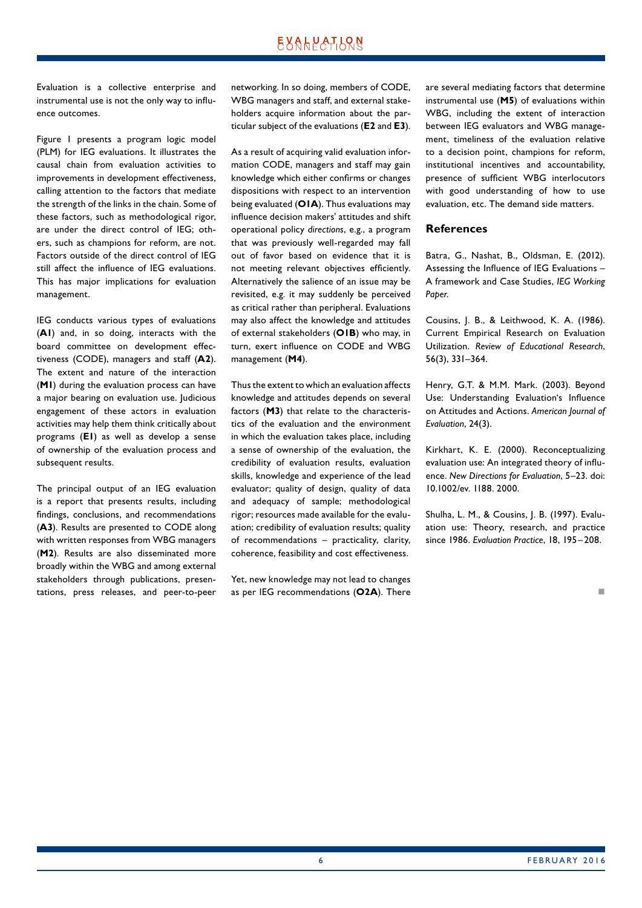Evaluation is a collective enterprise and instrumental use is not the only way to influence outcomes.

Figure 1 presents a program logic model (PLM) for IEG evaluations. It illustrates the causal chain from evaluation activities to improvements in development effectiveness, calling attention to the factors that mediate the strength of the links in the chain. Some of these factors, such as methodological rigor, are under the direct control of IEG; others, such as champions for reform, are not. Factors outside of the direct control of IEG still affect the influence of IEG evaluations. This has major implications for evaluation management.

IEG conducts various types of evaluations (**A1**) and, in so doing, interacts with the board committee on development effectiveness (CODE), managers and staff (**A2**). The extent and nature of the interaction (**M1**) during the evaluation process can have a major bearing on evaluation use. Judicious engagement of these actors in evaluation activities may help them think critically about programs (**E1**) as well as develop a sense of ownership of the evaluation process and subsequent results.

The principal output of an IEG evaluation is a report that presents results, including findings, conclusions, and recommendations (**A3**). Results are presented to CODE along with written responses from WBG managers (**M2**). Results are also disseminated more broadly within the WBG and among external stakeholders through publications, presentations, press releases, and peer-to-peer networking. In so doing, members of CODE, WBG managers and staff, and external stakeholders acquire information about the particular subject of the evaluations (**E2** and **E3**).

As a result of acquiring valid evaluation information CODE, managers and staff may gain knowledge which either confirms or changes dispositions with respect to an intervention being evaluated (**O1A**). Thus evaluations may influence decision makers' attitudes and shift operational policy *directions*, e.g., a program that was previously well-regarded may fall out of favor based on evidence that it is not meeting relevant objectives efficiently. Alternatively the salience of an issue may be revisited, e.g. it may suddenly be perceived as critical rather than peripheral. Evaluations may also affect the knowledge and attitudes of external stakeholders (**O1B**) who may, in turn, exert influence on CODE and WBG management (**M4**).

Thus the extent to which an evaluation affects knowledge and attitudes depends on several factors (**M3**) that relate to the characteristics of the evaluation and the environment in which the evaluation takes place, including a sense of ownership of the evaluation, the credibility of evaluation results, evaluation skills, knowledge and experience of the lead evaluator; quality of design, quality of data and adequacy of sample; methodological rigor; resources made available for the evaluation; credibility of evaluation results; quality of recommendations – practicality, clarity, coherence, feasibility and cost effectiveness.

Yet, new knowledge may not lead to changes as per IEG recommendations (**O2A**). There are several mediating factors that determine instrumental use (**M5**) of evaluations within WBG, including the extent of interaction between IEG evaluators and WBG management, timeliness of the evaluation relative to a decision point, champions for reform, institutional incentives and accountability, presence of sufficient WBG interlocutors with good understanding of how to use evaluation, etc. The demand side matters.

## References

Batra, G., Nashat, B., Oldsman, E. (2012). Assessing the Influence of IEG Evaluations – A framework and Case Studies, *IEG Working Paper.*

Cousins, J. B., & Leithwood, K. A. (1986). Current Empirical Research on Evaluation Utilization. *Review of Educational Research*, 56(3), 331–364.

Henry, G.T. & M.M. Mark. (2003). Beyond Use: Understanding Evaluation's Influence on Attitudes and Actions. *American Journal of Evaluation*, 24(3).

Kirkhart, K. E. (2000). Reconceptualizing evaluation use: An integrated theory of influence. *New Directions for Evaluation*, 5–23. doi: 10.1002/ev. 1188. 2000.

Shulha, L. M., & Cousins, J. B. (1997). Evaluation use: Theory, research, and practice since 1986. *Evaluation Practice*, 18, 195–208.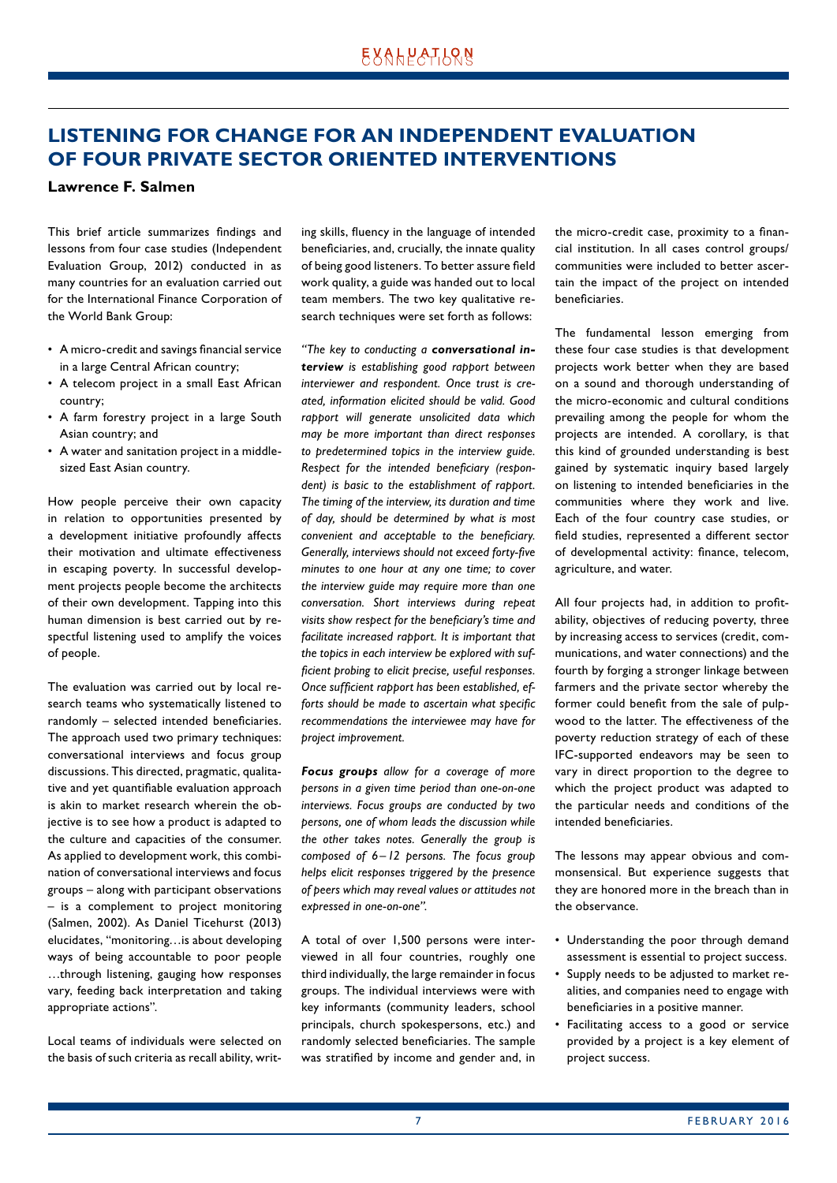## LISTENING FOR CHANGE FOR AN INDEPENDENT EVALUATION OF FOUR PRIVATE SECTOR ORIENTED INTERVENTIONS

**Lawrence F. Salmen**

This brief article summarizes findings and lessons from four case studies (Independent Evaluation Group, 2012) conducted in as many countries for an evaluation carried out for the International Finance Corporation of the World Bank Group:

- A micro-credit and savings financial service in a large Central African country;
- A telecom project in a small East African country;
- A farm forestry project in a large South Asian country; and
- A water and sanitation project in a middle-sized East Asian country.

How people perceive their own capacity in relation to opportunities presented by a development initiative profoundly affects their motivation and ultimate effectiveness in escaping poverty. In successful development projects people become the architects of their own development. Tapping into this human dimension is best carried out by respectful listening used to amplify the voices of people.

The evaluation was carried out by local research teams who systematically listened to randomly – selected intended beneficiaries. The approach used two primary techniques: conversational interviews and focus group discussions. This directed, pragmatic, qualitative and yet quantifiable evaluation approach is akin to market research wherein the objective is to see how a product is adapted to the culture and capacities of the consumer. As applied to development work, this combination of conversational interviews and focus groups – along with participant observations – is a complement to project monitoring (Salmen, 2002). As Daniel Ticehurst (2013) elucidates, "monitoring…is about developing ways of being accountable to poor people …through listening, gauging how responses vary, feeding back interpretation and taking appropriate actions".

Local teams of individuals were selected on the basis of such criteria as recall ability, writing skills, fluency in the language of intended beneficiaries, and, crucially, the innate quality of being good listeners. To better assure field work quality, a guide was handed out to local team members. The two key qualitative research techniques were set forth as follows:

*"The key to conducting a **conversational interview** is establishing good rapport between interviewer and respondent. Once trust is created, information elicited should be valid. Good rapport will generate unsolicited data which may be more important than direct responses to predetermined topics in the interview guide. Respect for the intended beneficiary (respondent) is basic to the establishment of rapport. The timing of the interview, its duration and time of day, should be determined by what is most convenient and acceptable to the beneficiary. Generally, interviews should not exceed forty-five minutes to one hour at any one time; to cover the interview guide may require more than one conversation. Short interviews during repeat visits show respect for the beneficiary's time and facilitate increased rapport. It is important that the topics in each interview be explored with sufficient probing to elicit precise, useful responses. Once sufficient rapport has been established, efforts should be made to ascertain what specific recommendations the interviewee may have for project improvement.*

***Focus groups** allow for a coverage of more persons in a given time period than one-on-one interviews. Focus groups are conducted by two persons, one of whom leads the discussion while the other takes notes. Generally the group is composed of 6–12 persons. The focus group helps elicit responses triggered by the presence of peers which may reveal values or attitudes not expressed in one-on-one".*

A total of over 1,500 persons were interviewed in all four countries, roughly one third individually, the large remainder in focus groups. The individual interviews were with key informants (community leaders, school principals, church spokespersons, etc.) and randomly selected beneficiaries. The sample was stratified by income and gender and, in the micro-credit case, proximity to a financial institution. In all cases control groups/communities were included to better ascertain the impact of the project on intended beneficiaries.

The fundamental lesson emerging from these four case studies is that development projects work better when they are based on a sound and thorough understanding of the micro-economic and cultural conditions prevailing among the people for whom the projects are intended. A corollary, is that this kind of grounded understanding is best gained by systematic inquiry based largely on listening to intended beneficiaries in the communities where they work and live. Each of the four country case studies, or field studies, represented a different sector of developmental activity: finance, telecom, agriculture, and water.

All four projects had, in addition to profitability, objectives of reducing poverty, three by increasing access to services (credit, communications, and water connections) and the fourth by forging a stronger linkage between farmers and the private sector whereby the former could benefit from the sale of pulpwood to the latter. The effectiveness of the poverty reduction strategy of each of these IFC-supported endeavors may be seen to vary in direct proportion to the degree to which the project product was adapted to the particular needs and conditions of the intended beneficiaries.

The lessons may appear obvious and commonsensical. But experience suggests that they are honored more in the breach than in the observance.

- Understanding the poor through demand assessment is essential to project success.
- Supply needs to be adjusted to market realities, and companies need to engage with beneficiaries in a positive manner.
- Facilitating access to a good or service provided by a project is a key element of project success.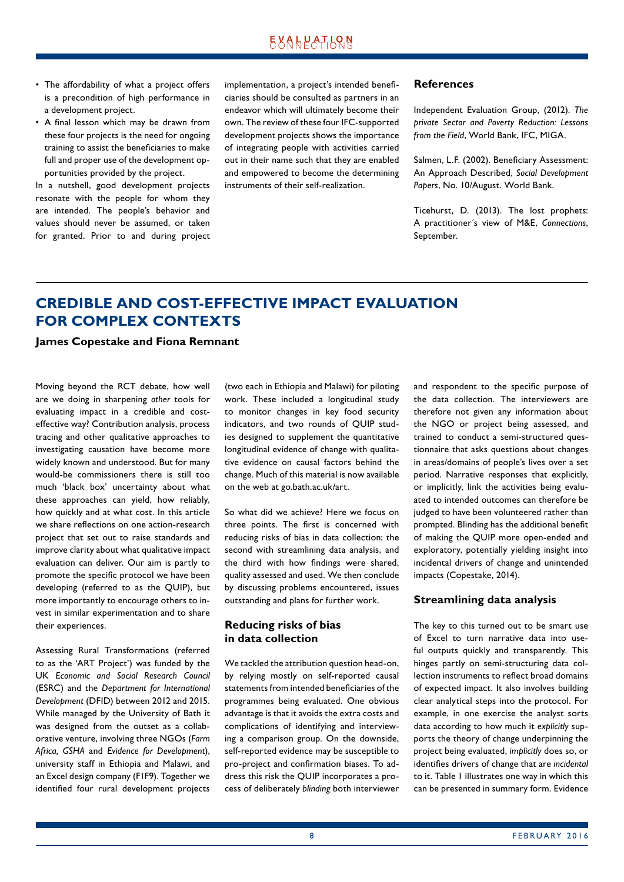- The affordability of what a project offers is a precondition of high performance in a development project.
- A final lesson which may be drawn from these four projects is the need for ongoing training to assist the beneficiaries to make full and proper use of the development opportunities provided by the project.

In a nutshell, good development projects resonate with the people for whom they are intended. The people's behavior and values should never be assumed, or taken for granted. Prior to and during project implementation, a project's intended beneficiaries should be consulted as partners in an endeavor which will ultimately become their own. The review of these four IFC-supported development projects shows the importance of integrating people with activities carried out in their name such that they are enabled and empowered to become the determining instruments of their self-realization.

### References

Independent Evaluation Group, (2012). *The private Sector and Poverty Reduction: Lessons from the Field*, World Bank, IFC, MIGA.

Salmen, L.F. (2002). Beneficiary Assessment: An Approach Described, *Social Development Papers*, No. 10/August. World Bank.

Ticehurst, D. (2013). The lost prophets: A practitioner´s view of M&E, *Connections*, September.

## CREDIBLE AND COST-EFFECTIVE IMPACT EVALUATION FOR COMPLEX CONTEXTS

**James Copestake and Fiona Remnant**

Moving beyond the RCT debate, how well are we doing in sharpening *other* tools for evaluating impact in a credible and cost-effective way? Contribution analysis, process tracing and other qualitative approaches to investigating causation have become more widely known and understood. But for many would-be commissioners there is still too much 'black box' uncertainty about what these approaches can yield, how reliably, how quickly and at what cost. In this article we share reflections on one action-research project that set out to raise standards and improve clarity about what qualitative impact evaluation can deliver. Our aim is partly to promote the specific protocol we have been developing (referred to as the QUIP), but more importantly to encourage others to invest in similar experimentation and to share their experiences.

Assessing Rural Transformations (referred to as the 'ART Project') was funded by the UK *Economic and Social Research Council* (ESRC) and the *Department for International Development* (DFID) between 2012 and 2015. While managed by the University of Bath it was designed from the outset as a collaborative venture, involving three NGOs (*Farm Africa, GSHA* and *Evidence for Development*), university staff in Ethiopia and Malawi, and an Excel design company (F1F9). Together we identified four rural development projects (two each in Ethiopia and Malawi) for piloting work. These included a longitudinal study to monitor changes in key food security indicators, and two rounds of QUIP studies designed to supplement the quantitative longitudinal evidence of change with qualitative evidence on causal factors behind the change. Much of this material is now available on the web at go.bath.ac.uk/art.

So what did we achieve? Here we focus on three points. The first is concerned with reducing risks of bias in data collection; the second with streamlining data analysis, and the third with how findings were shared, quality assessed and used. We then conclude by discussing problems encountered, issues outstanding and plans for further work.

### Reducing risks of bias in data collection

We tackled the attribution question head-on, by relying mostly on self-reported causal statements from intended beneficiaries of the programmes being evaluated. One obvious advantage is that it avoids the extra costs and complications of identifying and interviewing a comparison group. On the downside, self-reported evidence may be susceptible to pro-project and confirmation biases. To address this risk the QUIP incorporates a process of deliberately *blinding* both interviewer and respondent to the specific purpose of the data collection. The interviewers are therefore not given any information about the NGO or project being assessed, and trained to conduct a semi-structured questionnaire that asks questions about changes in areas/domains of people's lives over a set period. Narrative responses that explicitly, or implicitly, link the activities being evaluated to intended outcomes can therefore be judged to have been volunteered rather than prompted. Blinding has the additional benefit of making the QUIP more open-ended and exploratory, potentially yielding insight into incidental drivers of change and unintended impacts (Copestake, 2014).

### Streamlining data analysis

The key to this turned out to be smart use of Excel to turn narrative data into useful outputs quickly and transparently. This hinges partly on semi-structuring data collection instruments to reflect broad domains of expected impact. It also involves building clear analytical steps into the protocol. For example, in one exercise the analyst sorts data according to how much it *explicitly* supports the theory of change underpinning the project being evaluated, *implicitly* does so, or identifies drivers of change that are *incidental* to it. Table 1 illustrates one way in which this can be presented in summary form. Evidence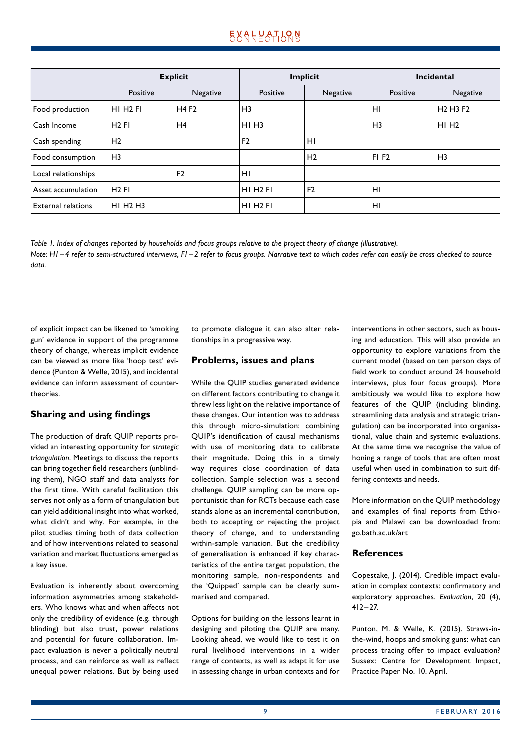| | Explicit | | Implicit | | Incidental | |
|---|---|---|---|---|---|---|
| | Positive | Negative | Positive | Negative | Positive | Negative |
| Food production | H1 H2 F1 | H4 F2 | H3 | | H1 | H2 H3 F2 |
| Cash Income | H2 F1 | H4 | H1 H3 | | H3 | H1 H2 |
| Cash spending | H2 | | F2 | H1 | | |
| Food consumption | H3 | | | H2 | F1 F2 | H3 |
| Local relationships | | F2 | H1 | | | |
| Asset accumulation | H2 F1 | | H1 H2 F1 | F2 | H1 | |
| External relations | H1 H2 H3 | | H1 H2 F1 | | H1 | |

*Table 1. Index of changes reported by households and focus groups relative to the project theory of change (illustrative).*
*Note: H1 – 4 refer to semi-structured interviews, F1 – 2 refer to focus groups. Narrative text to which codes refer can easily be cross checked to source data.*

of explicit impact can be likened to 'smoking gun' evidence in support of the programme theory of change, whereas implicit evidence can be viewed as more like 'hoop test' evidence (Punton & Welle, 2015), and incidental evidence can inform assessment of counter-theories.

## Sharing and using findings

The production of draft QUIP reports provided an interesting opportunity for *strategic triangulation*. Meetings to discuss the reports can bring together field researchers (unblinding them), NGO staff and data analysts for the first time. With careful facilitation this serves not only as a form of triangulation but can yield additional insight into what worked, what didn't and why. For example, in the pilot studies timing both of data collection and of how interventions related to seasonal variation and market fluctuations emerged as a key issue.

Evaluation is inherently about overcoming information asymmetries among stakeholders. Who knows what and when affects not only the credibility of evidence (e.g. through blinding) but also trust, power relations and potential for future collaboration. Impact evaluation is never a politically neutral process, and can reinforce as well as reflect unequal power relations. But by being used to promote dialogue it can also alter relationships in a progressive way.

## Problems, issues and plans

While the QUIP studies generated evidence on different factors contributing to change it threw less light on the relative importance of these changes. Our intention was to address this through micro-simulation: combining QUIP's identification of causal mechanisms with use of monitoring data to calibrate their magnitude. Doing this in a timely way requires close coordination of data collection. Sample selection was a second challenge. QUIP sampling can be more opportunistic than for RCTs because each case stands alone as an incremental contribution, both to accepting or rejecting the project theory of change, and to understanding within-sample variation. But the credibility of generalisation is enhanced if key characteristics of the entire target population, the monitoring sample, non-respondents and the 'Quipped' sample can be clearly summarised and compared.

Options for building on the lessons learnt in designing and piloting the QUIP are many. Looking ahead, we would like to test it on rural livelihood interventions in a wider range of contexts, as well as adapt it for use in assessing change in urban contexts and for interventions in other sectors, such as housing and education. This will also provide an opportunity to explore variations from the current model (based on ten person days of field work to conduct around 24 household interviews, plus four focus groups). More ambitiously we would like to explore how features of the QUIP (including blinding, streamlining data analysis and strategic triangulation) can be incorporated into organisational, value chain and systemic evaluations. At the same time we recognise the value of honing a range of tools that are often most useful when used in combination to suit differing contexts and needs.

More information on the QUIP methodology and examples of final reports from Ethiopia and Malawi can be downloaded from: go.bath.ac.uk/art

## References

Copestake, J. (2014). Credible impact evaluation in complex contexts: confirmatory and exploratory approaches. *Evaluation*, 20 (4), 412 – 27.

Punton, M. & Welle, K. (2015). Straws-in-the-wind, hoops and smoking guns: what can process tracing offer to impact evaluation? Sussex: Centre for Development Impact, Practice Paper No. 10. April.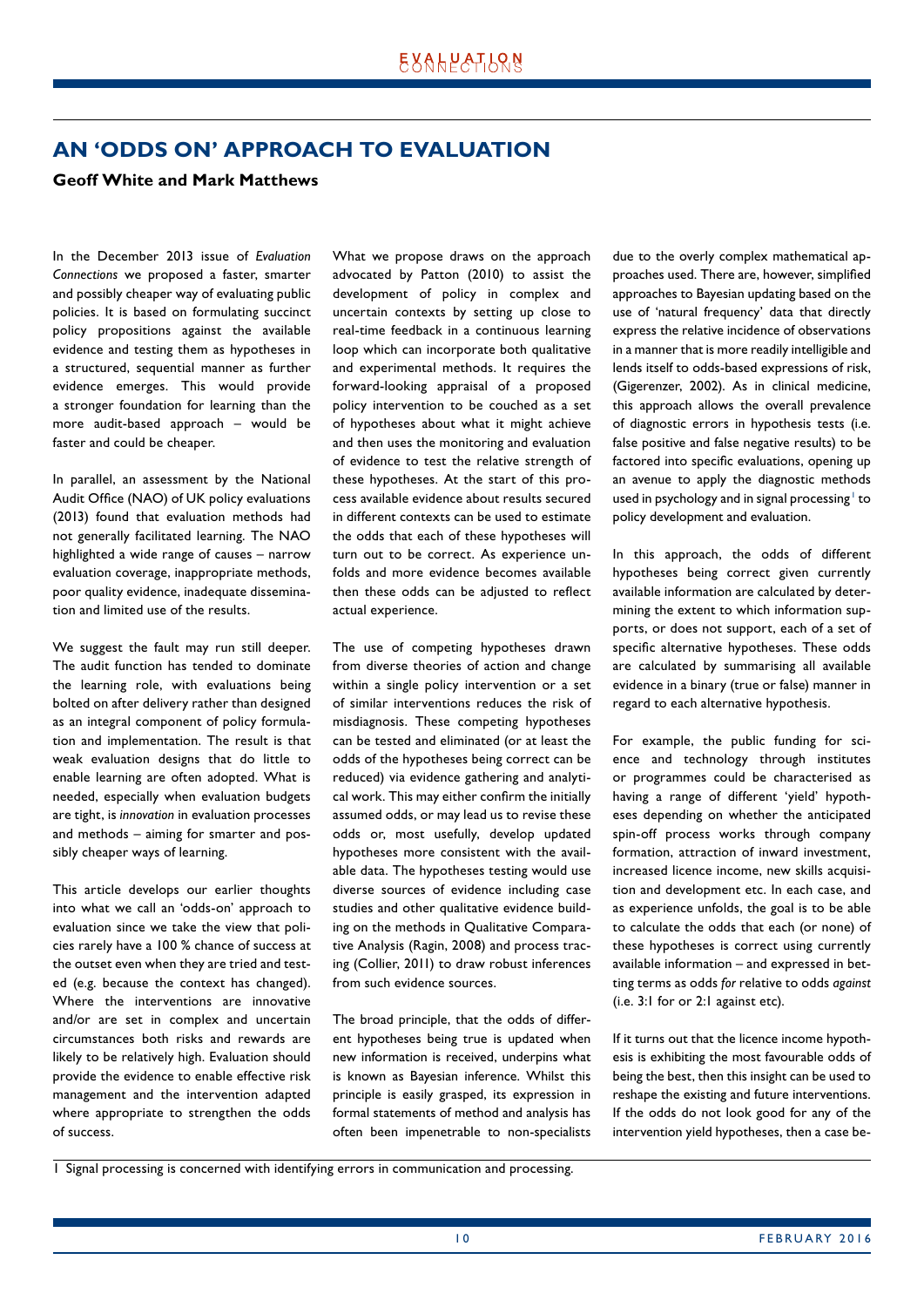## AN 'ODDS ON' APPROACH TO EVALUATION

**Geoff White and Mark Matthews**

In the December 2013 issue of *Evaluation Connections* we proposed a faster, smarter and possibly cheaper way of evaluating public policies. It is based on formulating succinct policy propositions against the available evidence and testing them as hypotheses in a structured, sequential manner as further evidence emerges. This would provide a stronger foundation for learning than the more audit-based approach – would be faster and could be cheaper.

In parallel, an assessment by the National Audit Office (NAO) of UK policy evaluations (2013) found that evaluation methods had not generally facilitated learning. The NAO highlighted a wide range of causes – narrow evaluation coverage, inappropriate methods, poor quality evidence, inadequate dissemination and limited use of the results.

We suggest the fault may run still deeper. The audit function has tended to dominate the learning role, with evaluations being bolted on after delivery rather than designed as an integral component of policy formulation and implementation. The result is that weak evaluation designs that do little to enable learning are often adopted. What is needed, especially when evaluation budgets are tight, is *innovation* in evaluation processes and methods – aiming for smarter and possibly cheaper ways of learning.

This article develops our earlier thoughts into what we call an 'odds-on' approach to evaluation since we take the view that policies rarely have a 100 % chance of success at the outset even when they are tried and tested (e.g. because the context has changed). Where the interventions are innovative and/or are set in complex and uncertain circumstances both risks and rewards are likely to be relatively high. Evaluation should provide the evidence to enable effective risk management and the intervention adapted where appropriate to strengthen the odds of success.

What we propose draws on the approach advocated by Patton (2010) to assist the development of policy in complex and uncertain contexts by setting up close to real-time feedback in a continuous learning loop which can incorporate both qualitative and experimental methods. It requires the forward-looking appraisal of a proposed policy intervention to be couched as a set of hypotheses about what it might achieve and then uses the monitoring and evaluation of evidence to test the relative strength of these hypotheses. At the start of this process available evidence about results secured in different contexts can be used to estimate the odds that each of these hypotheses will turn out to be correct. As experience unfolds and more evidence becomes available then these odds can be adjusted to reflect actual experience.

The use of competing hypotheses drawn from diverse theories of action and change within a single policy intervention or a set of similar interventions reduces the risk of misdiagnosis. These competing hypotheses can be tested and eliminated (or at least the odds of the hypotheses being correct can be reduced) via evidence gathering and analytical work. This may either confirm the initially assumed odds, or may lead us to revise these odds or, most usefully, develop updated hypotheses more consistent with the available data. The hypotheses testing would use diverse sources of evidence including case studies and other qualitative evidence building on the methods in Qualitative Comparative Analysis (Ragin, 2008) and process tracing (Collier, 2011) to draw robust inferences from such evidence sources.

The broad principle, that the odds of different hypotheses being true is updated when new information is received, underpins what is known as Bayesian inference. Whilst this principle is easily grasped, its expression in formal statements of method and analysis has often been impenetrable to non-specialists due to the overly complex mathematical approaches used. There are, however, simplified approaches to Bayesian updating based on the use of 'natural frequency' data that directly express the relative incidence of observations in a manner that is more readily intelligible and lends itself to odds-based expressions of risk, (Gigerenzer, 2002). As in clinical medicine, this approach allows the overall prevalence of diagnostic errors in hypothesis tests (i.e. false positive and false negative results) to be factored into specific evaluations, opening up an avenue to apply the diagnostic methods used in psychology and in signal processing[1] to policy development and evaluation.

In this approach, the odds of different hypotheses being correct given currently available information are calculated by determining the extent to which information supports, or does not support, each of a set of specific alternative hypotheses. These odds are calculated by summarising all available evidence in a binary (true or false) manner in regard to each alternative hypothesis.

For example, the public funding for science and technology through institutes or programmes could be characterised as having a range of different 'yield' hypotheses depending on whether the anticipated spin-off process works through company formation, attraction of inward investment, increased licence income, new skills acquisition and development etc. In each case, and as experience unfolds, the goal is to be able to calculate the odds that each (or none) of these hypotheses is correct using currently available information – and expressed in betting terms as odds *for* relative to odds *against* (i.e. 3:1 for or 2:1 against etc).

If it turns out that the licence income hypothesis is exhibiting the most favourable odds of being the best, then this insight can be used to reshape the existing and future interventions. If the odds do not look good for any of the intervention yield hypotheses, then a case be-

1 Signal processing is concerned with identifying errors in communication and processing.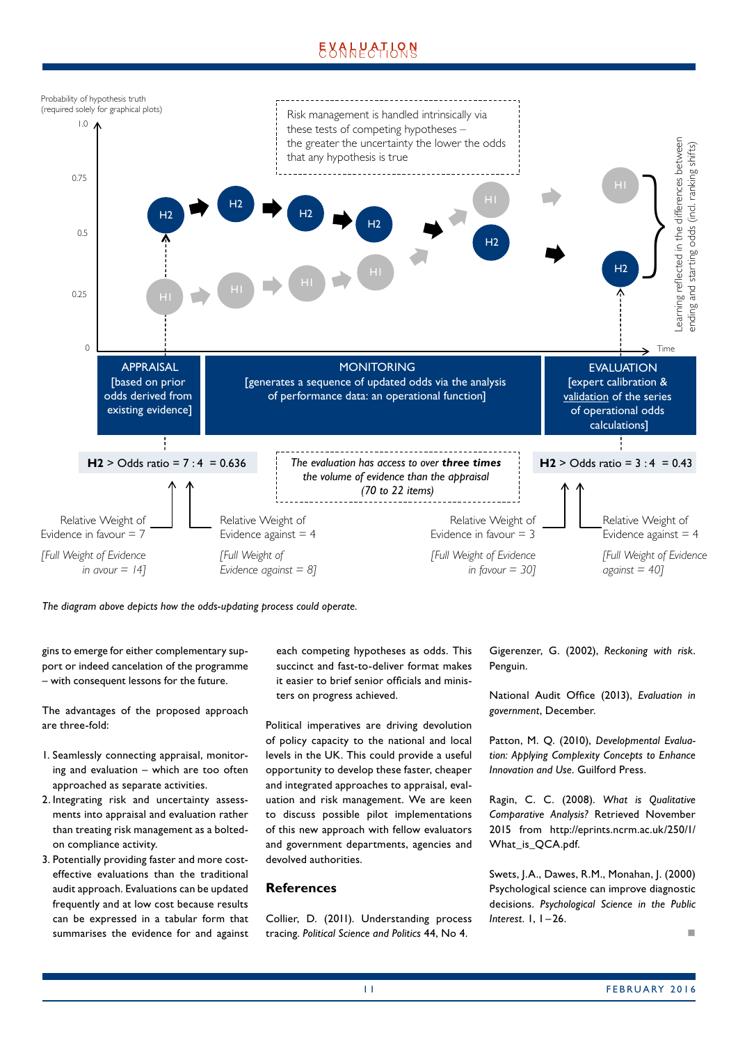Probability of hypothesis truth
(required solely for graphical plots)

Risk management is handled intrinsically via these tests of competing hypotheses – the greater the uncertainty the lower the odds that any hypothesis is true

Learning reflected in the differences between ending and starting odds (incl. ranking shifts)

APPRAISAL
[based on prior odds derived from existing evidence]

MONITORING
[generates a sequence of updated odds via the analysis of performance data: an operational function]

EVALUATION
[expert calibration & validation of the series of operational odds calculations]

**H2** > Odds ratio = 7 : 4 = 0.636

*The evaluation has access to over **three times** the volume of evidence than the appraisal (70 to 22 items)*

**H2** > Odds ratio = 3 : 4 = 0.43

Relative Weight of Evidence in favour = 7

*[Full Weight of Evidence in avour = 14]*

Relative Weight of Evidence against = 4

*[Full Weight of Evidence against = 8]*

Relative Weight of Evidence in favour = 3

*[Full Weight of Evidence in favour = 30]*

Relative Weight of Evidence against = 4

*[Full Weight of Evidence against = 40]*

*The diagram above depicts how the odds-updating process could operate.*

gins to emerge for either complementary support or indeed cancelation of the programme – with consequent lessons for the future.

The advantages of the proposed approach are three-fold:

1. Seamlessly connecting appraisal, monitoring and evaluation – which are too often approached as separate activities.
2. Integrating risk and uncertainty assessments into appraisal and evaluation rather than treating risk management as a bolted-on compliance activity.
3. Potentially providing faster and more cost-effective evaluations than the traditional audit approach. Evaluations can be updated frequently and at low cost because results can be expressed in a tabular form that summarises the evidence for and against each competing hypotheses as odds. This succinct and fast-to-deliver format makes it easier to brief senior officials and ministers on progress achieved.

Political imperatives are driving devolution of policy capacity to the national and local levels in the UK. This could provide a useful opportunity to develop these faster, cheaper and integrated approaches to appraisal, evaluation and risk management. We are keen to discuss possible pilot implementations of this new approach with fellow evaluators and government departments, agencies and devolved authorities.

## References

Collier, D. (2011). Understanding process tracing. *Political Science and Politics* 44, No 4.

Gigerenzer, G. (2002), *Reckoning with risk*. Penguin.

National Audit Office (2013), *Evaluation in government*, December.

Patton, M. Q. (2010), *Developmental Evaluation: Applying Complexity Concepts to Enhance Innovation and Use*. Guilford Press.

Ragin, C. C. (2008). *What is Qualitative Comparative Analysis?* Retrieved November 2015 from http://eprints.ncrm.ac.uk/250/1/What_is_QCA.pdf.

Swets, J.A., Dawes, R.M., Monahan, J. (2000) Psychological science can improve diagnostic decisions. *Psychological Science in the Public Interest*. 1, 1–26.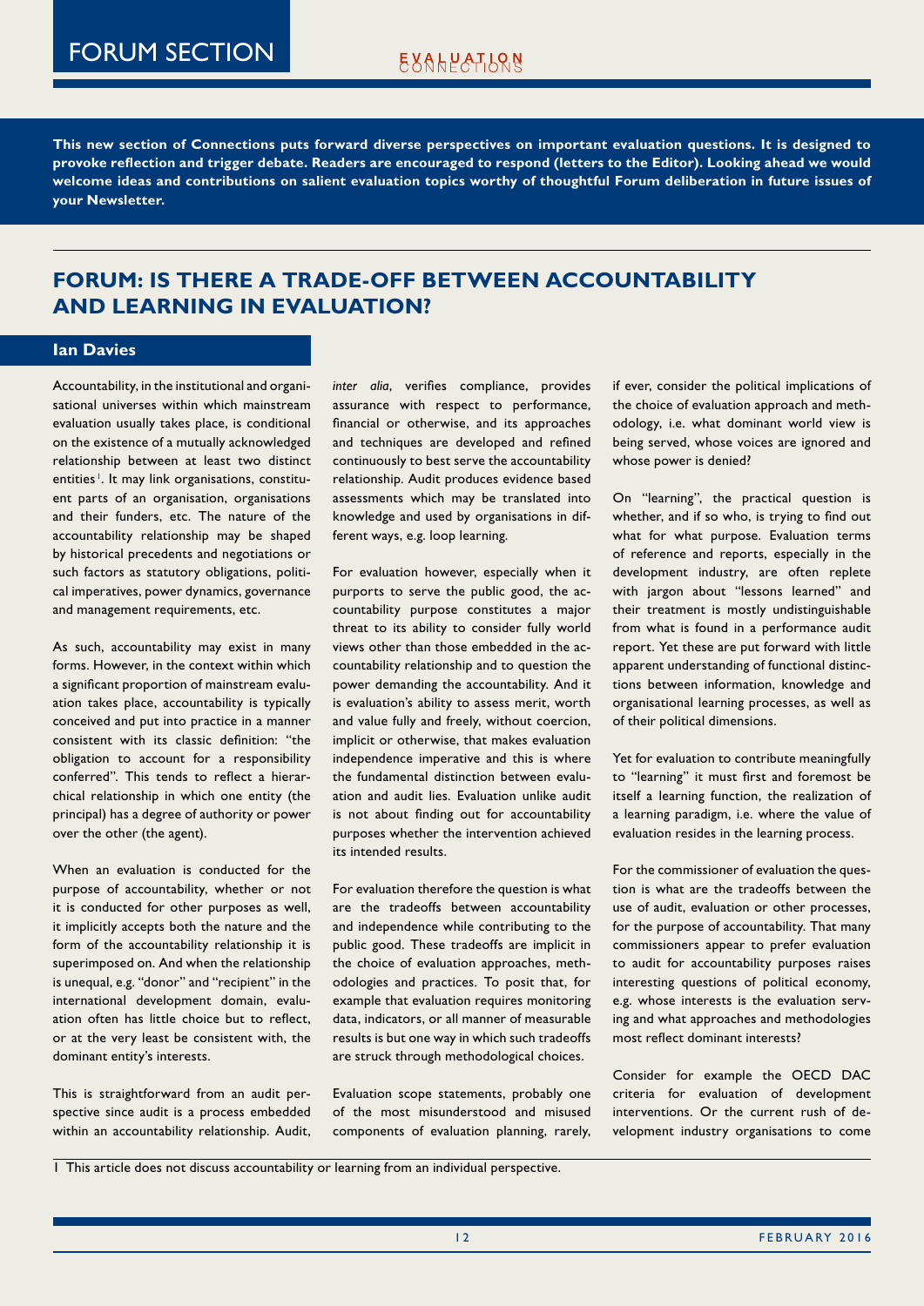# FORUM SECTION

**This new section of Connections puts forward diverse perspectives on important evaluation questions. It is designed to provoke reflection and trigger debate. Readers are encouraged to respond (letters to the Editor). Looking ahead we would welcome ideas and contributions on salient evaluation topics worthy of thoughtful Forum deliberation in future issues of your Newsletter.**

## FORUM: IS THERE A TRADE-OFF BETWEEN ACCOUNTABILITY AND LEARNING IN EVALUATION?

### Ian Davies

Accountability, in the institutional and organisational universes within which mainstream evaluation usually takes place, is conditional on the existence of a mutually acknowledged relationship between at least two distinct entities[1]. It may link organisations, constituent parts of an organisation, organisations and their funders, etc. The nature of the accountability relationship may be shaped by historical precedents and negotiations or such factors as statutory obligations, political imperatives, power dynamics, governance and management requirements, etc.

As such, accountability may exist in many forms. However, in the context within which a significant proportion of mainstream evaluation takes place, accountability is typically conceived and put into practice in a manner consistent with its classic definition: "the obligation to account for a responsibility conferred". This tends to reflect a hierarchical relationship in which one entity (the principal) has a degree of authority or power over the other (the agent).

When an evaluation is conducted for the purpose of accountability, whether or not it is conducted for other purposes as well, it implicitly accepts both the nature and the form of the accountability relationship it is superimposed on. And when the relationship is unequal, e.g. "donor" and "recipient" in the international development domain, evaluation often has little choice but to reflect, or at the very least be consistent with, the dominant entity's interests.

This is straightforward from an audit perspective since audit is a process embedded within an accountability relationship. Audit, *inter alia*, verifies compliance, provides assurance with respect to performance, financial or otherwise, and its approaches and techniques are developed and refined continuously to best serve the accountability relationship. Audit produces evidence based assessments which may be translated into knowledge and used by organisations in different ways, e.g. loop learning.

For evaluation however, especially when it purports to serve the public good, the accountability purpose constitutes a major threat to its ability to consider fully world views other than those embedded in the accountability relationship and to question the power demanding the accountability. And it is evaluation's ability to assess merit, worth and value fully and freely, without coercion, implicit or otherwise, that makes evaluation independence imperative and this is where the fundamental distinction between evaluation and audit lies. Evaluation unlike audit is not about finding out for accountability purposes whether the intervention achieved its intended results.

For evaluation therefore the question is what are the tradeoffs between accountability and independence while contributing to the public good. These tradeoffs are implicit in the choice of evaluation approaches, methodologies and practices. To posit that, for example that evaluation requires monitoring data, indicators, or all manner of measurable results is but one way in which such tradeoffs are struck through methodological choices.

Evaluation scope statements, probably one of the most misunderstood and misused components of evaluation planning, rarely, if ever, consider the political implications of the choice of evaluation approach and methodology, i.e. what dominant world view is being served, whose voices are ignored and whose power is denied?

On "learning", the practical question is whether, and if so who, is trying to find out what for what purpose. Evaluation terms of reference and reports, especially in the development industry, are often replete with jargon about "lessons learned" and their treatment is mostly undistinguishable from what is found in a performance audit report. Yet these are put forward with little apparent understanding of functional distinctions between information, knowledge and organisational learning processes, as well as of their political dimensions.

Yet for evaluation to contribute meaningfully to "learning" it must first and foremost be itself a learning function, the realization of a learning paradigm, i.e. where the value of evaluation resides in the learning process.

For the commissioner of evaluation the question is what are the tradeoffs between the use of audit, evaluation or other processes, for the purpose of accountability. That many commissioners appear to prefer evaluation to audit for accountability purposes raises interesting questions of political economy, e.g. whose interests is the evaluation serving and what approaches and methodologies most reflect dominant interests?

Consider for example the OECD DAC criteria for evaluation of development interventions. Or the current rush of development industry organisations to come

1 This article does not discuss accountability or learning from an individual perspective.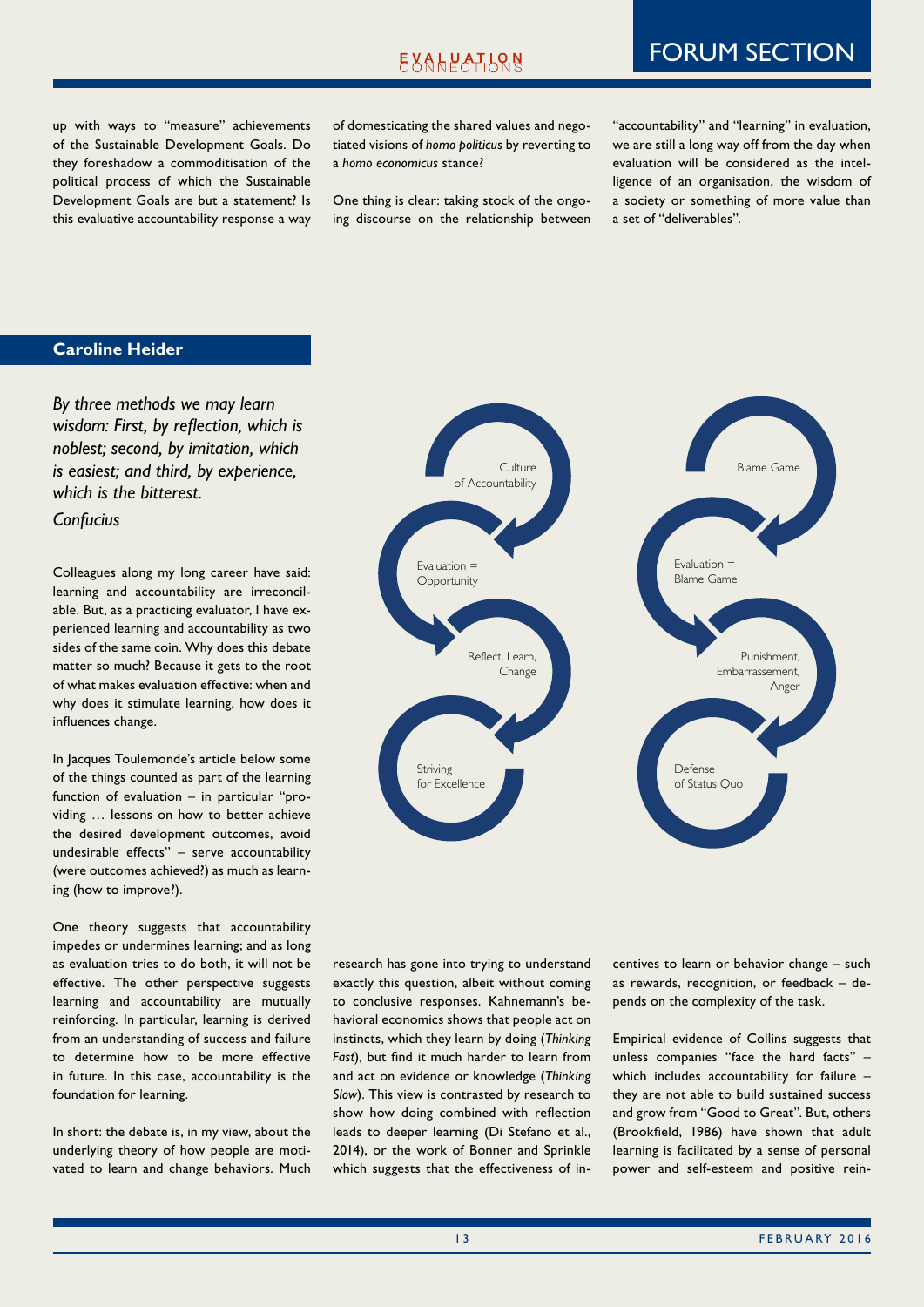up with ways to "measure" achievements of the Sustainable Development Goals. Do they foreshadow a commoditisation of the political process of which the Sustainable Development Goals are but a statement? Is this evaluative accountability response a way of domesticating the shared values and negotiated visions of *homo politicus* by reverting to a *homo economicus* stance?

One thing is clear: taking stock of the ongoing discourse on the relationship between "accountability" and "learning" in evaluation, we are still a long way off from the day when evaluation will be considered as the intelligence of an organisation, the wisdom of a society or something of more value than a set of "deliverables".

## Caroline Heider

*By three methods we may learn wisdom: First, by reflection, which is noblest; second, by imitation, which is easiest; and third, by experience, which is the bitterest.*

*Confucius*

Culture of Accountability → Evaluation = Opportunity → Reflect, Learn, Change → Striving for Excellence

Blame Game → Evaluation = Blame Game → Punishment, Embarrassement, Anger → Defense of Status Quo

Colleagues along my long career have said: learning and accountability are irreconcilable. But, as a practicing evaluator, I have experienced learning and accountability as two sides of the same coin. Why does this debate matter so much? Because it gets to the root of what makes evaluation effective: when and why does it stimulate learning, how does it influences change.

In Jacques Toulemonde's article below some of the things counted as part of the learning function of evaluation – in particular "providing … lessons on how to better achieve the desired development outcomes, avoid undesirable effects" – serve accountability (were outcomes achieved?) as much as learning (how to improve?).

One theory suggests that accountability impedes or undermines learning; and as long as evaluation tries to do both, it will not be effective. The other perspective suggests learning and accountability are mutually reinforcing. In particular, learning is derived from an understanding of success and failure to determine how to be more effective in future. In this case, accountability is the foundation for learning.

In short: the debate is, in my view, about the underlying theory of how people are motivated to learn and change behaviors. Much research has gone into trying to understand exactly this question, albeit without coming to conclusive responses. Kahnemann's behavioral economics shows that people act on instincts, which they learn by doing (*Thinking Fast*), but find it much harder to learn from and act on evidence or knowledge (*Thinking Slow*). This view is contrasted by research to show how doing combined with reflection leads to deeper learning (Di Stefano et al., 2014), or the work of Bonner and Sprinkle which suggests that the effectiveness of incentives to learn or behavior change – such as rewards, recognition, or feedback – depends on the complexity of the task.

Empirical evidence of Collins suggests that unless companies "face the hard facts" – which includes accountability for failure – they are not able to build sustained success and grow from "Good to Great". But, others (Brookfield, 1986) have shown that adult learning is facilitated by a sense of personal power and self-esteem and positive rein-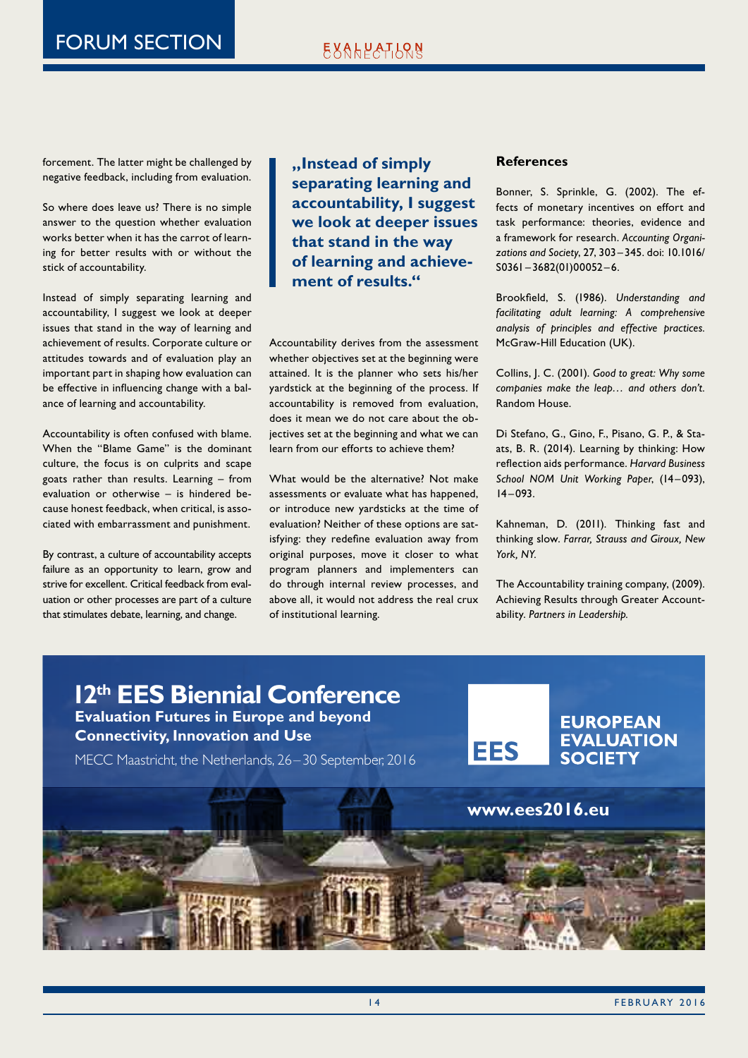forcement. The latter might be challenged by negative feedback, including from evaluation.

So where does leave us? There is no simple answer to the question whether evaluation works better when it has the carrot of learning for better results with or without the stick of accountability.

Instead of simply separating learning and accountability, I suggest we look at deeper issues that stand in the way of learning and achievement of results. Corporate culture or attitudes towards and of evaluation play an important part in shaping how evaluation can be effective in influencing change with a balance of learning and accountability.

Accountability is often confused with blame. When the "Blame Game" is the dominant culture, the focus is on culprits and scape goats rather than results. Learning – from evaluation or otherwise – is hindered because honest feedback, when critical, is associated with embarrassment and punishment.

By contrast, a culture of accountability accepts failure as an opportunity to learn, grow and strive for excellent. Critical feedback from evaluation or other processes are part of a culture that stimulates debate, learning, and change.

> **„Instead of simply separating learning and accountability, I suggest we look at deeper issues that stand in the way of learning and achievement of results."**

Accountability derives from the assessment whether objectives set at the beginning were attained. It is the planner who sets his/her yardstick at the beginning of the process. If accountability is removed from evaluation, does it mean we do not care about the objectives set at the beginning and what we can learn from our efforts to achieve them?

What would be the alternative? Not make assessments or evaluate what has happened, or introduce new yardsticks at the time of evaluation? Neither of these options are satisfying: they redefine evaluation away from original purposes, move it closer to what program planners and implementers can do through internal review processes, and above all, it would not address the real crux of institutional learning.

### References

Bonner, S. Sprinkle, G. (2002). The effects of monetary incentives on effort and task performance: theories, evidence and a framework for research. *Accounting Organizations and Society*, 27, 303–345. doi: 10.1016/S0361–3682(01)00052–6.

Brookfield, S. (1986). *Understanding and facilitating adult learning: A comprehensive analysis of principles and effective practices.* McGraw-Hill Education (UK).

Collins, J. C. (2001). *Good to great: Why some companies make the leap… and others don't.* Random House.

Di Stefano, G., Gino, F., Pisano, G. P., & Staats, B. R. (2014). Learning by thinking: How reflection aids performance. *Harvard Business School NOM Unit Working Paper,* (14–093), 14–093.

Kahneman, D. (2011). Thinking fast and thinking slow. *Farrar, Strauss and Giroux, New York, NY.*

The Accountability training company, (2009). Achieving Results through Greater Accountability. *Partners in Leadership.*

---

## 12th EES Biennial Conference

**Evaluation Futures in Europe and beyond**
**Connectivity, Innovation and Use**

MECC Maastricht, the Netherlands, 26–30 September, 2016

**EES EUROPEAN EVALUATION SOCIETY**

**www.ees2016.eu**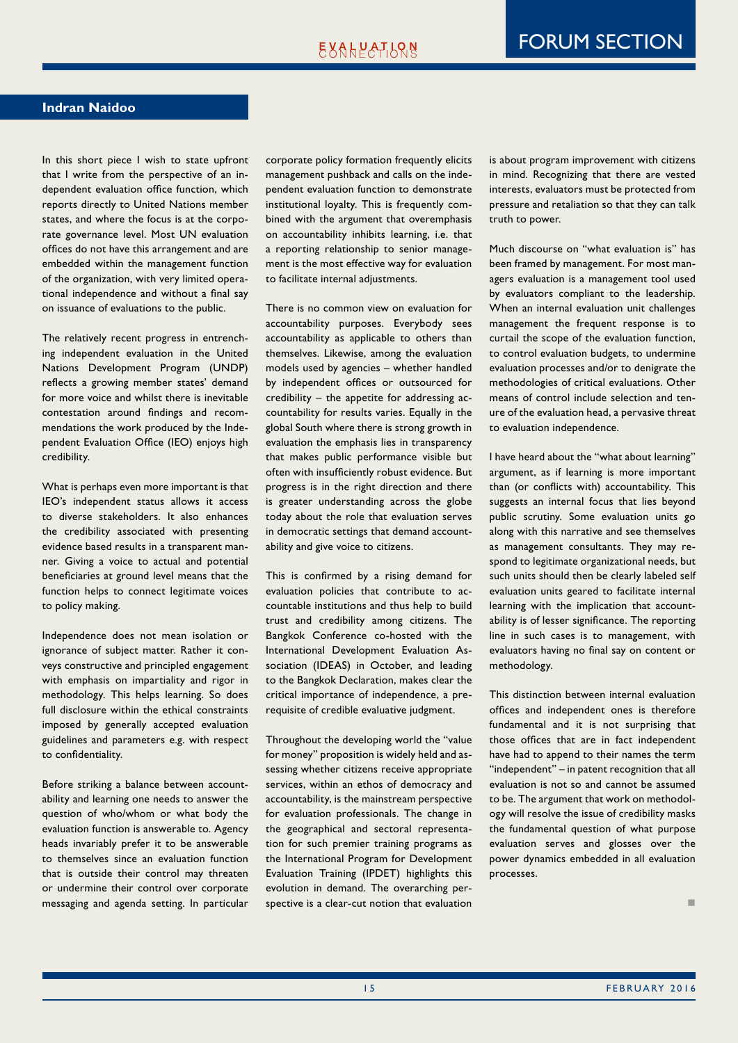## Indran Naidoo

In this short piece I wish to state upfront that I write from the perspective of an independent evaluation office function, which reports directly to United Nations member states, and where the focus is at the corporate governance level. Most UN evaluation offices do not have this arrangement and are embedded within the management function of the organization, with very limited operational independence and without a final say on issuance of evaluations to the public.

The relatively recent progress in entrenching independent evaluation in the United Nations Development Program (UNDP) reflects a growing member states' demand for more voice and whilst there is inevitable contestation around findings and recommendations the work produced by the Independent Evaluation Office (IEO) enjoys high credibility.

What is perhaps even more important is that IEO's independent status allows it access to diverse stakeholders. It also enhances the credibility associated with presenting evidence based results in a transparent manner. Giving a voice to actual and potential beneficiaries at ground level means that the function helps to connect legitimate voices to policy making.

Independence does not mean isolation or ignorance of subject matter. Rather it conveys constructive and principled engagement with emphasis on impartiality and rigor in methodology. This helps learning. So does full disclosure within the ethical constraints imposed by generally accepted evaluation guidelines and parameters e.g. with respect to confidentiality.

Before striking a balance between accountability and learning one needs to answer the question of who/whom or what body the evaluation function is answerable to. Agency heads invariably prefer it to be answerable to themselves since an evaluation function that is outside their control may threaten or undermine their control over corporate messaging and agenda setting. In particular corporate policy formation frequently elicits management pushback and calls on the independent evaluation function to demonstrate institutional loyalty. This is frequently combined with the argument that overemphasis on accountability inhibits learning, i.e. that a reporting relationship to senior management is the most effective way for evaluation to facilitate internal adjustments.

There is no common view on evaluation for accountability purposes. Everybody sees accountability as applicable to others than themselves. Likewise, among the evaluation models used by agencies – whether handled by independent offices or outsourced for credibility – the appetite for addressing accountability for results varies. Equally in the global South where there is strong growth in evaluation the emphasis lies in transparency that makes public performance visible but often with insufficiently robust evidence. But progress is in the right direction and there is greater understanding across the globe today about the role that evaluation serves in democratic settings that demand accountability and give voice to citizens.

This is confirmed by a rising demand for evaluation policies that contribute to accountable institutions and thus help to build trust and credibility among citizens. The Bangkok Conference co-hosted with the International Development Evaluation Association (IDEAS) in October, and leading to the Bangkok Declaration, makes clear the critical importance of independence, a prerequisite of credible evaluative judgment.

Throughout the developing world the "value for money" proposition is widely held and assessing whether citizens receive appropriate services, within an ethos of democracy and accountability, is the mainstream perspective for evaluation professionals. The change in the geographical and sectoral representation for such premier training programs as the International Program for Development Evaluation Training (IPDET) highlights this evolution in demand. The overarching perspective is a clear-cut notion that evaluation is about program improvement with citizens in mind. Recognizing that there are vested interests, evaluators must be protected from pressure and retaliation so that they can talk truth to power.

Much discourse on "what evaluation is" has been framed by management. For most managers evaluation is a management tool used by evaluators compliant to the leadership. When an internal evaluation unit challenges management the frequent response is to curtail the scope of the evaluation function, to control evaluation budgets, to undermine evaluation processes and/or to denigrate the methodologies of critical evaluations. Other means of control include selection and tenure of the evaluation head, a pervasive threat to evaluation independence.

I have heard about the "what about learning" argument, as if learning is more important than (or conflicts with) accountability. This suggests an internal focus that lies beyond public scrutiny. Some evaluation units go along with this narrative and see themselves as management consultants. They may respond to legitimate organizational needs, but such units should then be clearly labeled self evaluation units geared to facilitate internal learning with the implication that accountability is of lesser significance. The reporting line in such cases is to management, with evaluators having no final say on content or methodology.

This distinction between internal evaluation offices and independent ones is therefore fundamental and it is not surprising that those offices that are in fact independent have had to append to their names the term "independent" – in patent recognition that all evaluation is not so and cannot be assumed to be. The argument that work on methodology will resolve the issue of credibility masks the fundamental question of what purpose evaluation serves and glosses over the power dynamics embedded in all evaluation processes.

■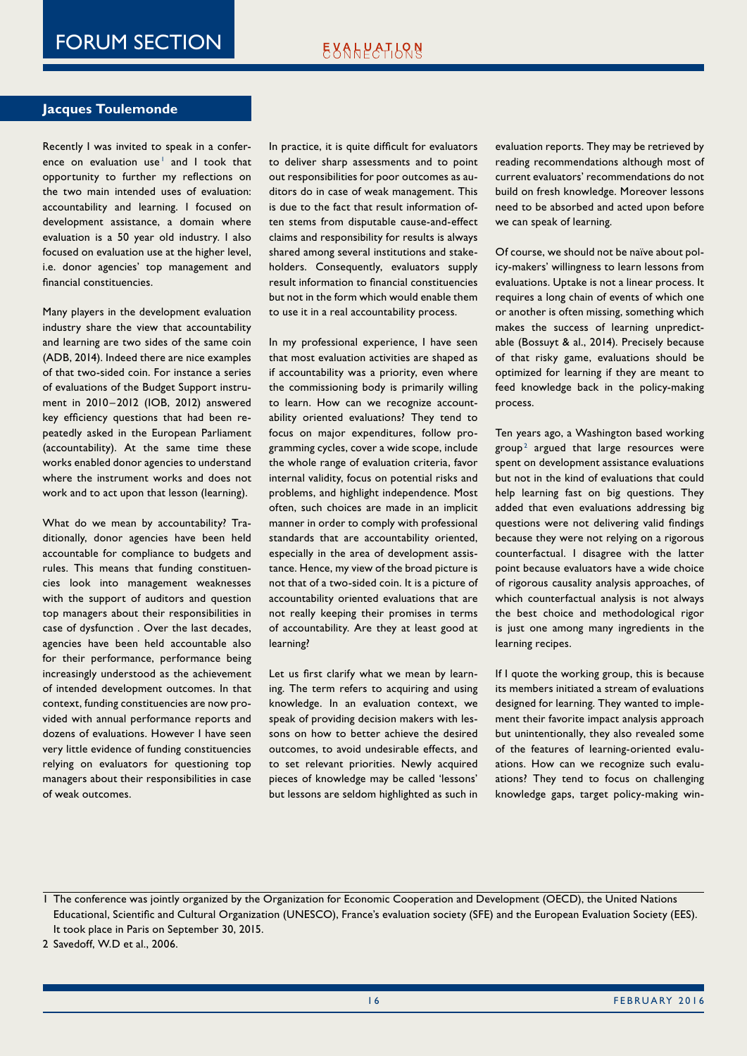## Jacques Toulemonde

Recently I was invited to speak in a conference on evaluation use[1] and I took that opportunity to further my reflections on the two main intended uses of evaluation: accountability and learning. I focused on development assistance, a domain where evaluation is a 50 year old industry. I also focused on evaluation use at the higher level, i.e. donor agencies' top management and financial constituencies.

Many players in the development evaluation industry share the view that accountability and learning are two sides of the same coin (ADB, 2014). Indeed there are nice examples of that two-sided coin. For instance a series of evaluations of the Budget Support instrument in 2010–2012 (IOB, 2012) answered key efficiency questions that had been repeatedly asked in the European Parliament (accountability). At the same time these works enabled donor agencies to understand where the instrument works and does not work and to act upon that lesson (learning).

What do we mean by accountability? Traditionally, donor agencies have been held accountable for compliance to budgets and rules. This means that funding constituencies look into management weaknesses with the support of auditors and question top managers about their responsibilities in case of dysfunction . Over the last decades, agencies have been held accountable also for their performance, performance being increasingly understood as the achievement of intended development outcomes. In that context, funding constituencies are now provided with annual performance reports and dozens of evaluations. However I have seen very little evidence of funding constituencies relying on evaluators for questioning top managers about their responsibilities in case of weak outcomes.

In practice, it is quite difficult for evaluators to deliver sharp assessments and to point out responsibilities for poor outcomes as auditors do in case of weak management. This is due to the fact that result information often stems from disputable cause-and-effect claims and responsibility for results is always shared among several institutions and stakeholders. Consequently, evaluators supply result information to financial constituencies but not in the form which would enable them to use it in a real accountability process.

In my professional experience, I have seen that most evaluation activities are shaped as if accountability was a priority, even where the commissioning body is primarily willing to learn. How can we recognize accountability oriented evaluations? They tend to focus on major expenditures, follow programming cycles, cover a wide scope, include the whole range of evaluation criteria, favor internal validity, focus on potential risks and problems, and highlight independence. Most often, such choices are made in an implicit manner in order to comply with professional standards that are accountability oriented, especially in the area of development assistance. Hence, my view of the broad picture is not that of a two-sided coin. It is a picture of accountability oriented evaluations that are not really keeping their promises in terms of accountability. Are they at least good at learning?

Let us first clarify what we mean by learning. The term refers to acquiring and using knowledge. In an evaluation context, we speak of providing decision makers with lessons on how to better achieve the desired outcomes, to avoid undesirable effects, and to set relevant priorities. Newly acquired pieces of knowledge may be called 'lessons' but lessons are seldom highlighted as such in evaluation reports. They may be retrieved by reading recommendations although most of current evaluators' recommendations do not build on fresh knowledge. Moreover lessons need to be absorbed and acted upon before we can speak of learning.

Of course, we should not be naïve about policy-makers' willingness to learn lessons from evaluations. Uptake is not a linear process. It requires a long chain of events of which one or another is often missing, something which makes the success of learning unpredictable (Bossuyt & al., 2014). Precisely because of that risky game, evaluations should be optimized for learning if they are meant to feed knowledge back in the policy-making process.

Ten years ago, a Washington based working group[2] argued that large resources were spent on development assistance evaluations but not in the kind of evaluations that could help learning fast on big questions. They added that even evaluations addressing big questions were not delivering valid findings because they were not relying on a rigorous counterfactual. I disagree with the latter point because evaluators have a wide choice of rigorous causality analysis approaches, of which counterfactual analysis is not always the best choice and methodological rigor is just one among many ingredients in the learning recipes.

If I quote the working group, this is because its members initiated a stream of evaluations designed for learning. They wanted to implement their favorite impact analysis approach but unintentionally, they also revealed some of the features of learning-oriented evaluations. How can we recognize such evaluations? They tend to focus on challenging knowledge gaps, target policy-making win-

---

1 The conference was jointly organized by the Organization for Economic Cooperation and Development (OECD), the United Nations Educational, Scientific and Cultural Organization (UNESCO), France's evaluation society (SFE) and the European Evaluation Society (EES). It took place in Paris on September 30, 2015.

2 Savedoff, W.D et al., 2006.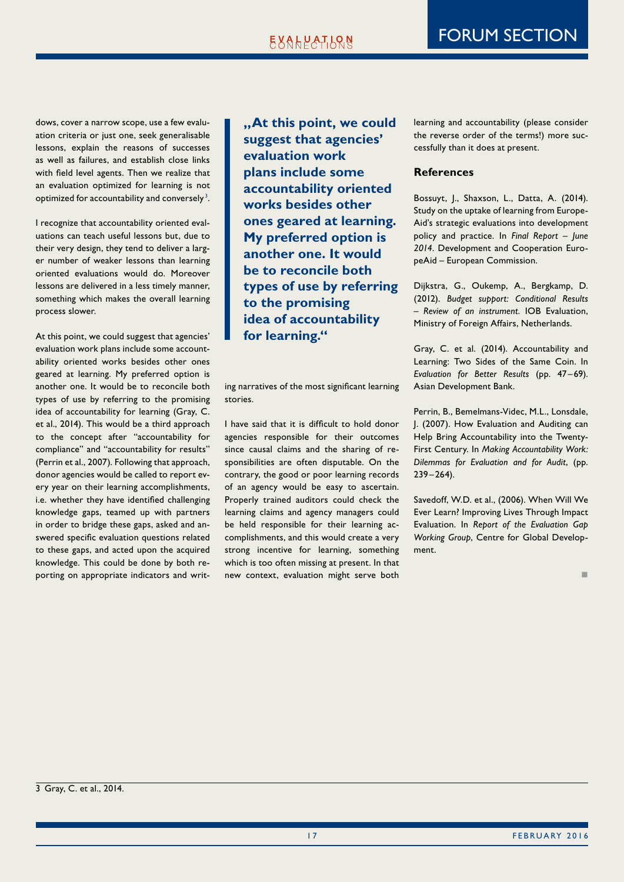dows, cover a narrow scope, use a few evaluation criteria or just one, seek generalisable lessons, explain the reasons of successes as well as failures, and establish close links with field level agents. Then we realize that an evaluation optimized for learning is not optimized for accountability and conversely[3].

I recognize that accountability oriented evaluations can teach useful lessons but, due to their very design, they tend to deliver a larger number of weaker lessons than learning oriented evaluations would do. Moreover lessons are delivered in a less timely manner, something which makes the overall learning process slower.

At this point, we could suggest that agencies' evaluation work plans include some accountability oriented works besides other ones geared at learning. My preferred option is another one. It would be to reconcile both types of use by referring to the promising idea of accountability for learning (Gray, C. et al., 2014). This would be a third approach to the concept after "accountability for compliance" and "accountability for results" (Perrin et al., 2007). Following that approach, donor agencies would be called to report every year on their learning accomplishments, i.e. whether they have identified challenging knowledge gaps, teamed up with partners in order to bridge these gaps, asked and answered specific evaluation questions related to these gaps, and acted upon the acquired knowledge. This could be done by both reporting on appropriate indicators and writing narratives of the most significant learning stories.

> **„At this point, we could suggest that agencies' evaluation work plans include some accountability oriented works besides other ones geared at learning. My preferred option is another one. It would be to reconcile both types of use by referring to the promising idea of accountability for learning."**

I have said that it is difficult to hold donor agencies responsible for their outcomes since causal claims and the sharing of responsibilities are often disputable. On the contrary, the good or poor learning records of an agency would be easy to ascertain. Properly trained auditors could check the learning claims and agency managers could be held responsible for their learning accomplishments, and this would create a very strong incentive for learning, something which is too often missing at present. In that new context, evaluation might serve both learning and accountability (please consider the reverse order of the terms!) more successfully than it does at present.

### References

Bossuyt, J., Shaxson, L., Datta, A. (2014). Study on the uptake of learning from EuropeAid's strategic evaluations into development policy and practice. In *Final Report – June 2014*. Development and Cooperation EuropeAid – European Commission.

Dijkstra, G., Oukemp, A., Bergkamp, D. (2012). *Budget support: Conditional Results – Review of an instrument.* IOB Evaluation, Ministry of Foreign Affairs, Netherlands.

Gray, C. et al. (2014). Accountability and Learning: Two Sides of the Same Coin. In *Evaluation for Better Results* (pp. 47–69). Asian Development Bank.

Perrin, B., Bemelmans-Videc, M.L., Lonsdale, J. (2007). How Evaluation and Auditing can Help Bring Accountability into the Twenty-First Century. In *Making Accountability Work: Dilemmas for Evaluation and for Audit*, (pp. 239–264).

Savedoff, W.D. et al., (2006). When Will We Ever Learn? Improving Lives Through Impact Evaluation. In *Report of the Evaluation Gap Working Group*, Centre for Global Development.

[3] Gray, C. et al., 2014.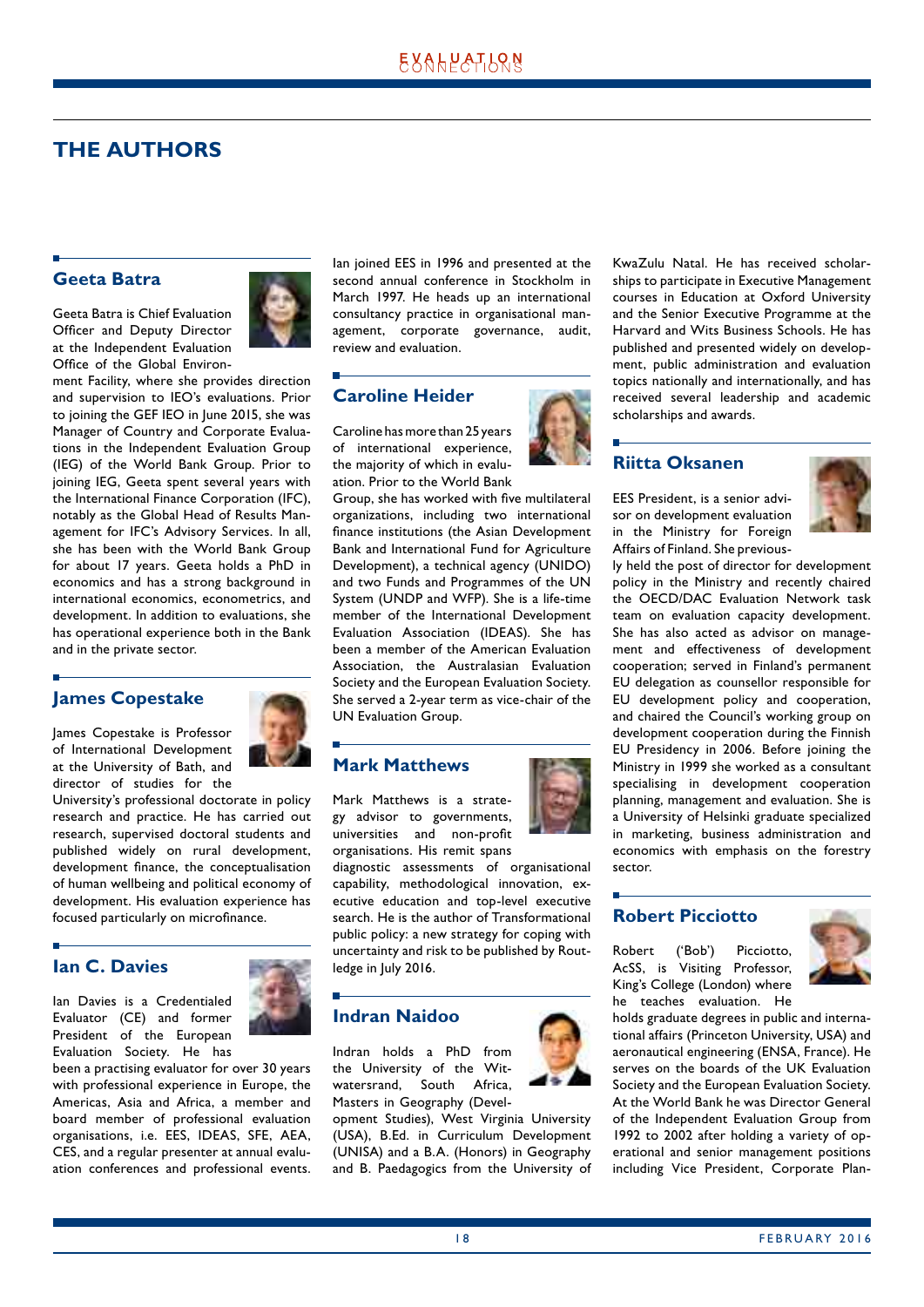## THE AUTHORS

### Geeta Batra

Geeta Batra is Chief Evaluation Officer and Deputy Director at the Independent Evaluation Office of the Global Environment Facility, where she provides direction and supervision to IEO's evaluations. Prior to joining the GEF IEO in June 2015, she was Manager of Country and Corporate Evaluations in the Independent Evaluation Group (IEG) of the World Bank Group. Prior to joining IEG, Geeta spent several years with the International Finance Corporation (IFC), notably as the Global Head of Results Management for IFC's Advisory Services. In all, she has been with the World Bank Group for about 17 years. Geeta holds a PhD in economics and has a strong background in international economics, econometrics, and development. In addition to evaluations, she has operational experience both in the Bank and in the private sector.

### James Copestake

James Copestake is Professor of International Development at the University of Bath, and director of studies for the University's professional doctorate in policy research and practice. He has carried out research, supervised doctoral students and published widely on rural development, development finance, the conceptualisation of human wellbeing and political economy of development. His evaluation experience has focused particularly on microfinance.

### Ian C. Davies

Ian Davies is a Credentialed Evaluator (CE) and former President of the European Evaluation Society. He has been a practising evaluator for over 30 years with professional experience in Europe, the Americas, Asia and Africa, a member and board member of professional evaluation organisations, i.e. EES, IDEAS, SFE, AEA, CES, and a regular presenter at annual evaluation conferences and professional events. Ian joined EES in 1996 and presented at the second annual conference in Stockholm in March 1997. He heads up an international consultancy practice in organisational management, corporate governance, audit, review and evaluation.

### Caroline Heider

Caroline has more than 25 years of international experience, the majority of which in evaluation. Prior to the World Bank Group, she has worked with five multilateral organizations, including two international finance institutions (the Asian Development Bank and International Fund for Agriculture Development), a technical agency (UNIDO) and two Funds and Programmes of the UN System (UNDP and WFP). She is a life-time member of the International Development Evaluation Association (IDEAS). She has been a member of the American Evaluation Association, the Australasian Evaluation Society and the European Evaluation Society. She served a 2-year term as vice-chair of the UN Evaluation Group.

### Mark Matthews

Mark Matthews is a strategy advisor to governments, universities and non-profit organisations. His remit spans diagnostic assessments of organisational capability, methodological innovation, executive education and top-level executive search. He is the author of Transformational public policy: a new strategy for coping with uncertainty and risk to be published by Routledge in July 2016.

### Indran Naidoo

Indran holds a PhD from the University of the Witwatersrand, South Africa, Masters in Geography (Development Studies), West Virginia University (USA), B.Ed. in Curriculum Development (UNISA) and a B.A. (Honors) in Geography and B. Paedagogics from the University of KwaZulu Natal. He has received scholarships to participate in Executive Management courses in Education at Oxford University and the Senior Executive Programme at the Harvard and Wits Business Schools. He has published and presented widely on development, public administration and evaluation topics nationally and internationally, and has received several leadership and academic scholarships and awards.

### Riitta Oksanen

EES President, is a senior advisor on development evaluation in the Ministry for Foreign Affairs of Finland. She previously held the post of director for development policy in the Ministry and recently chaired the OECD/DAC Evaluation Network task team on evaluation capacity development. She has also acted as advisor on management and effectiveness of development cooperation; served in Finland's permanent EU delegation as counsellor responsible for EU development policy and cooperation, and chaired the Council's working group on development cooperation during the Finnish EU Presidency in 2006. Before joining the Ministry in 1999 she worked as a consultant specialising in development cooperation planning, management and evaluation. She is a University of Helsinki graduate specialized in marketing, business administration and economics with emphasis on the forestry sector.

### Robert Picciotto

Robert ('Bob') Picciotto, AcSS, is Visiting Professor, King's College (London) where he teaches evaluation. He holds graduate degrees in public and international affairs (Princeton University, USA) and aeronautical engineering (ENSA, France). He serves on the boards of the UK Evaluation Society and the European Evaluation Society. At the World Bank he was Director General of the Independent Evaluation Group from 1992 to 2002 after holding a variety of operational and senior management positions including Vice President, Corporate Plan-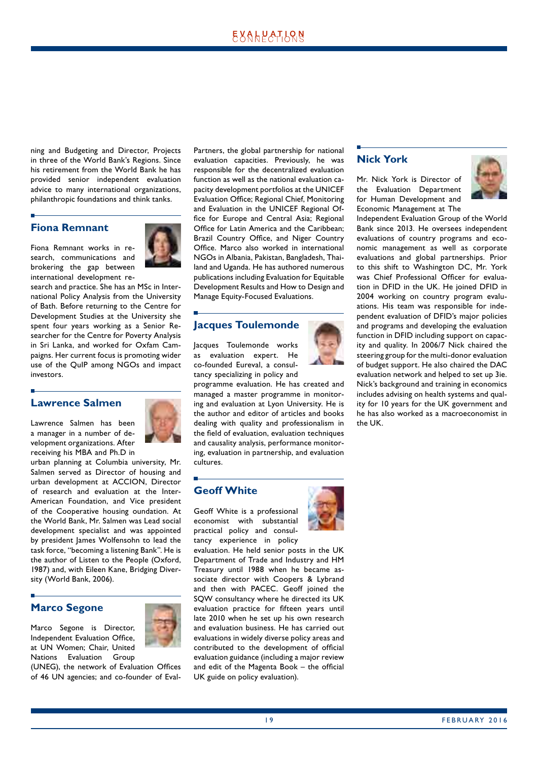ning and Budgeting and Director, Projects in three of the World Bank's Regions. Since his retirement from the World Bank he has provided senior independent evaluation advice to many international organizations, philanthropic foundations and think tanks.

## Fiona Remnant

Fiona Remnant works in research, communications and brokering the gap between international development research and practice. She has an MSc in International Policy Analysis from the University of Bath. Before returning to the Centre for Development Studies at the University she spent four years working as a Senior Researcher for the Centre for Poverty Analysis in Sri Lanka, and worked for Oxfam Campaigns. Her current focus is promoting wider use of the QuIP among NGOs and impact investors.

## Lawrence Salmen

Lawrence Salmen has been a manager in a number of development organizations. After receiving his MBA and Ph.D in urban planning at Columbia university, Mr. Salmen served as Director of housing and urban development at ACCION, Director of research and evaluation at the Inter-American Foundation, and Vice president of the Cooperative housing oundation. At the World Bank, Mr. Salmen was Lead social development specialist and was appointed by president James Wolfensohn to lead the task force, "becoming a listening Bank". He is the author of Listen to the People (Oxford, 1987) and, with Eileen Kane, Bridging Diversity (World Bank, 2006).

## Marco Segone

Marco Segone is Director, Independent Evaluation Office, at UN Women; Chair, United Nations Evaluation Group (UNEG), the network of Evaluation Offices of 46 UN agencies; and co-founder of EvalPartners, the global partnership for national evaluation capacities. Previously, he was responsible for the decentralized evaluation function as well as the national evaluation capacity development portfolios at the UNICEF Evaluation Office; Regional Chief, Monitoring and Evaluation in the UNICEF Regional Office for Europe and Central Asia; Regional Office for Latin America and the Caribbean; Brazil Country Office, and Niger Country Office. Marco also worked in international NGOs in Albania, Pakistan, Bangladesh, Thailand and Uganda. He has authored numerous publications including Evaluation for Equitable Development Results and How to Design and Manage Equity-Focused Evaluations.

## Jacques Toulemonde

Jacques Toulemonde works as evaluation expert. He co-founded Eureval, a consultancy specializing in policy and programme evaluation. He has created and managed a master programme in monitoring and evaluation at Lyon University. He is the author and editor of articles and books dealing with quality and professionalism in the field of evaluation, evaluation techniques and causality analysis, performance monitoring, evaluation in partnership, and evaluation cultures.

## Geoff White

Geoff White is a professional economist with substantial practical policy and consultancy experience in policy evaluation. He held senior posts in the UK Department of Trade and Industry and HM Treasury until 1988 when he became associate director with Coopers & Lybrand and then with PACEC. Geoff joined the SQW consultancy where he directed its UK evaluation practice for fifteen years until late 2010 when he set up his own research and evaluation business. He has carried out evaluations in widely diverse policy areas and contributed to the development of official evaluation guidance (including a major review and edit of the Magenta Book – the official UK guide on policy evaluation).

## Nick York

Mr. Nick York is Director of the Evaluation Department for Human Development and Economic Management at The Independent Evaluation Group of the World Bank since 2013. He oversees independent evaluations of country programs and economic management as well as corporate evaluations and global partnerships. Prior to this shift to Washington DC, Mr. York was Chief Professional Officer for evaluation in DFID in the UK. He joined DFID in 2004 working on country program evaluations. His team was responsible for independent evaluation of DFID's major policies and programs and developing the evaluation function in DFID including support on capacity and quality. In 2006/7 Nick chaired the steering group for the multi-donor evaluation of budget support. He also chaired the DAC evaluation network and helped to set up 3ie. Nick's background and training in economics includes advising on health systems and quality for 10 years for the UK government and he has also worked as a macroeconomist in the UK.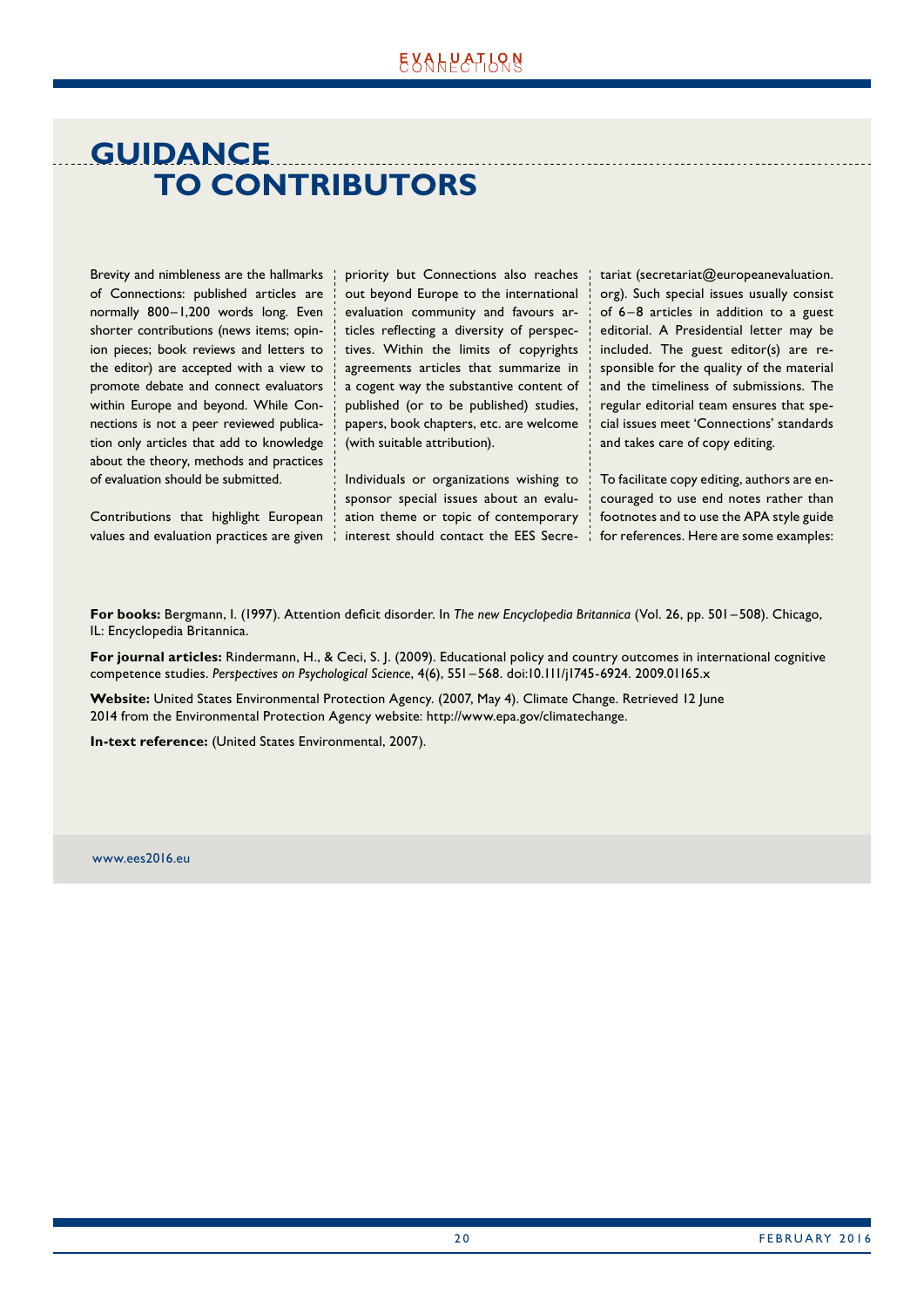# GUIDANCE TO CONTRIBUTORS

Brevity and nimbleness are the hallmarks of Connections: published articles are normally 800–1,200 words long. Even shorter contributions (news items; opinion pieces; book reviews and letters to the editor) are accepted with a view to promote debate and connect evaluators within Europe and beyond. While Connections is not a peer reviewed publication only articles that add to knowledge about the theory, methods and practices of evaluation should be submitted.

Contributions that highlight European values and evaluation practices are given priority but Connections also reaches out beyond Europe to the international evaluation community and favours articles reflecting a diversity of perspectives. Within the limits of copyrights agreements articles that summarize in a cogent way the substantive content of published (or to be published) studies, papers, book chapters, etc. are welcome (with suitable attribution).

Individuals or organizations wishing to sponsor special issues about an evaluation theme or topic of contemporary interest should contact the EES Secretariat (secretariat@europeanevaluation.org). Such special issues usually consist of 6–8 articles in addition to a guest editorial. A Presidential letter may be included. The guest editor(s) are responsible for the quality of the material and the timeliness of submissions. The regular editorial team ensures that special issues meet 'Connections' standards and takes care of copy editing.

To facilitate copy editing, authors are encouraged to use end notes rather than footnotes and to use the APA style guide for references. Here are some examples:

**For books:** Bergmann, I. (1997). Attention deficit disorder. In *The new Encyclopedia Britannica* (Vol. 26, pp. 501–508). Chicago, IL: Encyclopedia Britannica.

**For journal articles:** Rindermann, H., & Ceci, S. J. (2009). Educational policy and country outcomes in international cognitive competence studies. *Perspectives on Psychological Science*, 4(6), 551–568. doi:10.111/j1745-6924. 2009.01165.x

**Website:** United States Environmental Protection Agency. (2007, May 4). Climate Change. Retrieved 12 June 2014 from the Environmental Protection Agency website: http://www.epa.gov/climatechange.

**In-text reference:** (United States Environmental, 2007).

www.ees2016.eu